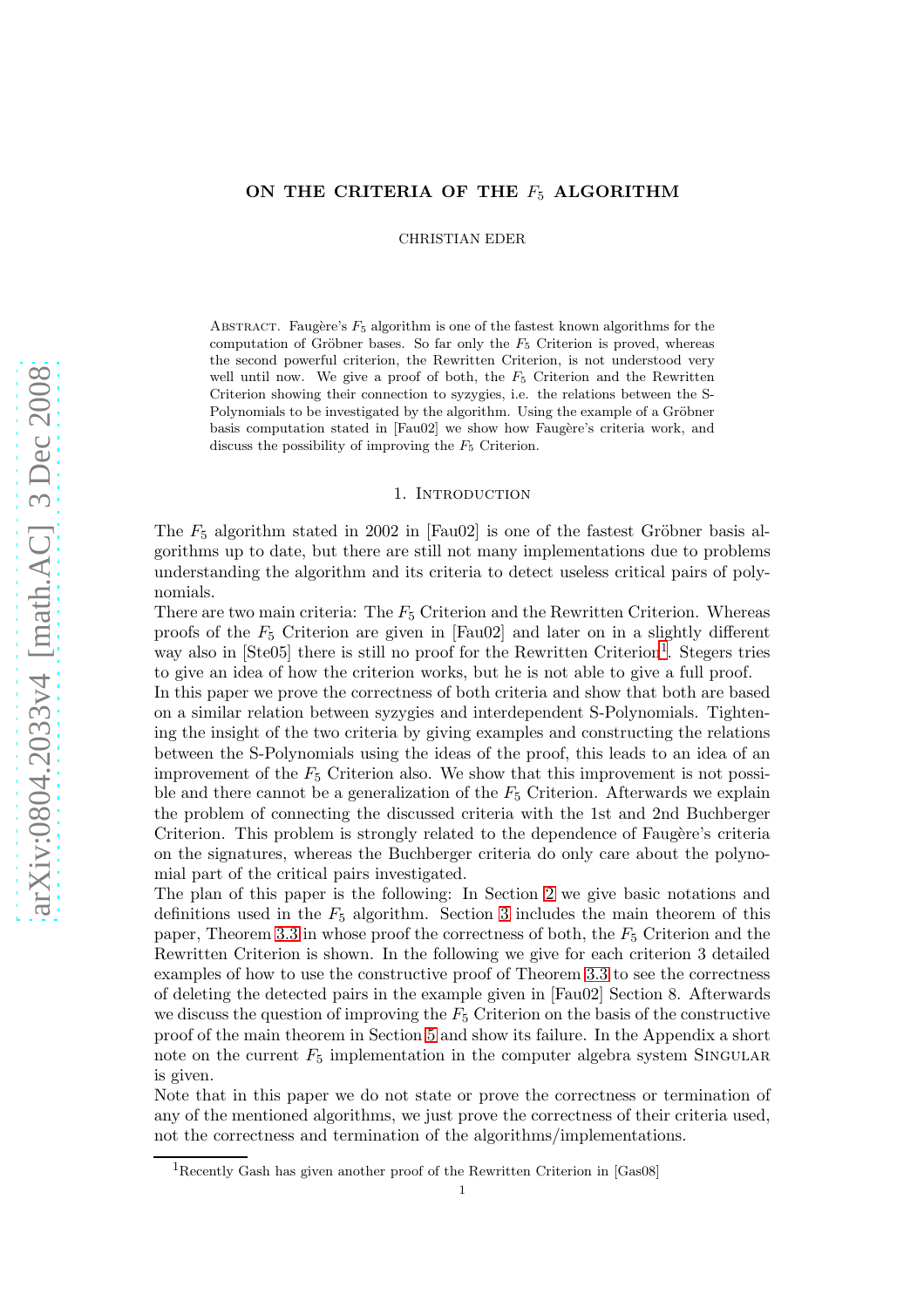# ON THE CRITERIA OF THE $F_5$ ALGORITHM

CHRISTIAN EDER

ABSTRACT. Faugère's $F_5$ algorithm is one of the fastest known algorithms for the computation of Gröbner bases. So far only the $F_5$ Criterion is proved, whereas the second powerful criterion, the Rewritten Criterion, is not understood very well until now. We give a proof of both, the $F_5$ Criterion and the Rewritten Criterion showing their connection to syzygies, i.e. the relations between the S-Polynomials to be investigated by the algorithm. Using the example of a Gröbner basis computation stated in [Fau02] we show how Faugère's criteria work, and discuss the possibility of improving the $F_5$ Criterion.

## 1. INTRODUCTION

The $F_5$ algorithm stated in 2002 in [Fau02] is one of the fastest Gröbner basis algorithms up to date, but there are still not many implementations due to problems understanding the algorithm and its criteria to detect useless critical pairs of polynomials.

There are two main criteria: The $F_5$ Criterion and the Rewritten Criterion. Whereas proofs of the $F_5$ Criterion are given in [Fau02] and later on in a slightly different way also in [Ste05] there is still no proof for the Rewritten Criterion[1]. Stegers tries to give an idea of how the criterion works, but he is not able to give a full proof.

In this paper we prove the correctness of both criteria and show that both are based on a similar relation between syzygies and interdependent S-Polynomials. Tightening the insight of the two criteria by giving examples and constructing the relations between the S-Polynomials using the ideas of the proof, this leads to an idea of an improvement of the $F_5$ Criterion also. We show that this improvement is not possible and there cannot be a generalization of the $F_5$ Criterion. Afterwards we explain the problem of connecting the discussed criteria with the 1st and 2nd Buchberger Criterion. This problem is strongly related to the dependence of Faugère's criteria on the signatures, whereas the Buchberger criteria do only care about the polynomial part of the critical pairs investigated.

The plan of this paper is the following: In Section 2 we give basic notations and definitions used in the $F_5$ algorithm. Section 3 includes the main theorem of this paper, Theorem 3.3 in whose proof the correctness of both, the $F_5$ Criterion and the Rewritten Criterion is shown. In the following we give for each criterion 3 detailed examples of how to use the constructive proof of Theorem 3.3 to see the correctness of deleting the detected pairs in the example given in [Fau02] Section 8. Afterwards we discuss the question of improving the $F_5$ Criterion on the basis of the constructive proof of the main theorem in Section 5 and show its failure. In the Appendix a short note on the current $F_5$ implementation in the computer algebra system SINGULAR is given.

Note that in this paper we do not state or prove the correctness or termination of any of the mentioned algorithms, we just prove the correctness of their criteria used, not the correctness and termination of the algorithms/implementations.

[1]Recently Gash has given another proof of the Rewritten Criterion in [Gas08]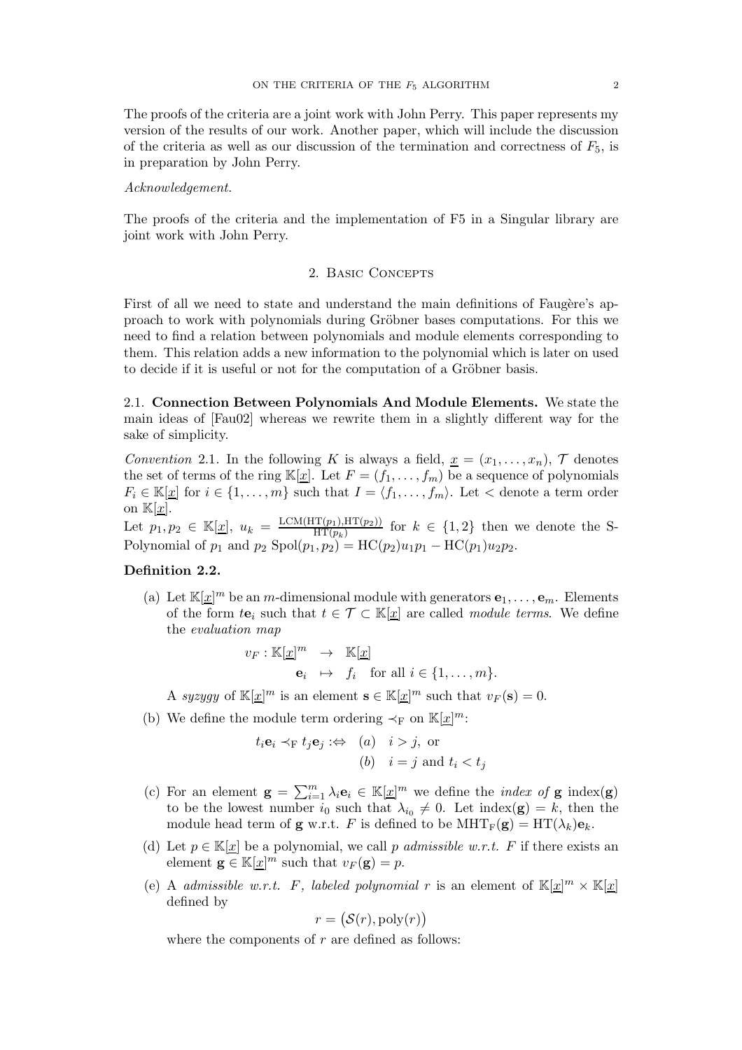The proofs of the criteria are a joint work with John Perry. This paper represents my version of the results of our work. Another paper, which will include the discussion of the criteria as well as our discussion of the termination and correctness of $F_5$, is in preparation by John Perry.

*Acknowledgement.*

The proofs of the criteria and the implementation of F5 in a Singular library are joint work with John Perry.

## 2. Basic Concepts

First of all we need to state and understand the main definitions of Faugère's approach to work with polynomials during Gröbner bases computations. For this we need to find a relation between polynomials and module elements corresponding to them. This relation adds a new information to the polynomial which is later on used to decide if it is useful or not for the computation of a Gröbner basis.

### 2.1. Connection Between Polynomials And Module Elements.

We state the main ideas of [Fau02] whereas we rewrite them in a slightly different way for the sake of simplicity.

*Convention* 2.1. In the following $K$ is always a field, $\underline{x} = (x_1, \ldots, x_n)$, $\mathcal{T}$ denotes the set of terms of the ring $\mathbb{K}[\underline{x}]$. Let $F = (f_1, \ldots, f_m)$ be a sequence of polynomials $F_i \in \mathbb{K}[\underline{x}]$ for $i \in \{1, \ldots, m\}$ such that $I = \langle f_1, \ldots, f_m \rangle$. Let $<$ denote a term order on $\mathbb{K}[\underline{x}]$.

Let $p_1, p_2 \in \mathbb{K}[\underline{x}]$, $u_k = \frac{\mathrm{LCM}(\mathrm{HT}(p_1), \mathrm{HT}(p_2))}{\mathrm{HT}(p_k)}$ for $k \in \{1, 2\}$ then we denote the S-Polynomial of $p_1$ and $p_2$ $\mathrm{Spol}(p_1, p_2) = \mathrm{HC}(p_2)u_1p_1 - \mathrm{HC}(p_1)u_2p_2$.

**Definition 2.2.**

(a) Let $\mathbb{K}[\underline{x}]^m$ be an $m$-dimensional module with generators $\mathbf{e}_1, \ldots, \mathbf{e}_m$. Elements of the form $t\mathbf{e}_i$ such that $t \in \mathcal{T} \subset \mathbb{K}[\underline{x}]$ are called *module terms*. We define the *evaluation map*

$$\begin{aligned} v_F : \mathbb{K}[\underline{x}]^m &\to \mathbb{K}[\underline{x}] \\ \mathbf{e}_i &\mapsto f_i \quad \text{for all } i \in \{1, \ldots, m\}. \end{aligned}$$

A *syzygy* of $\mathbb{K}[\underline{x}]^m$ is an element $\mathbf{s} \in \mathbb{K}[\underline{x}]^m$ such that $v_F(\mathbf{s}) = 0$.

(b) We define the module term ordering $\prec_{\mathrm{F}}$ on $\mathbb{K}[\underline{x}]^m$:

$$\begin{aligned} t_i\mathbf{e}_i \prec_{\mathrm{F}} t_j\mathbf{e}_j :\Leftrightarrow \quad &(a) \quad i > j, \text{ or} \\ &(b) \quad i = j \text{ and } t_i < t_j \end{aligned}$$

(c) For an element $\mathbf{g} = \sum_{i=1}^m \lambda_i \mathbf{e}_i \in \mathbb{K}[\underline{x}]^m$ we define the *index of* $\mathbf{g}$ index($\mathbf{g}$) to be the lowest number $i_0$ such that $\lambda_{i_0} \neq 0$. Let index($\mathbf{g}$) $= k$, then the module head term of $\mathbf{g}$ w.r.t. $F$ is defined to be $\mathrm{MHT}_{\mathrm{F}}(\mathbf{g}) = \mathrm{HT}(\lambda_k)\mathbf{e}_k$.

(d) Let $p \in \mathbb{K}[\underline{x}]$ be a polynomial, we call $p$ *admissible w.r.t.* $F$ if there exists an element $\mathbf{g} \in \mathbb{K}[\underline{x}]^m$ such that $v_F(\mathbf{g}) = p$.

(e) A *admissible w.r.t. F, labeled polynomial* $r$ is an element of $\mathbb{K}[\underline{x}]^m \times \mathbb{K}[\underline{x}]$ defined by

$$r = \big(\mathcal{S}(r), \mathrm{poly}(r)\big)$$

where the components of $r$ are defined as follows: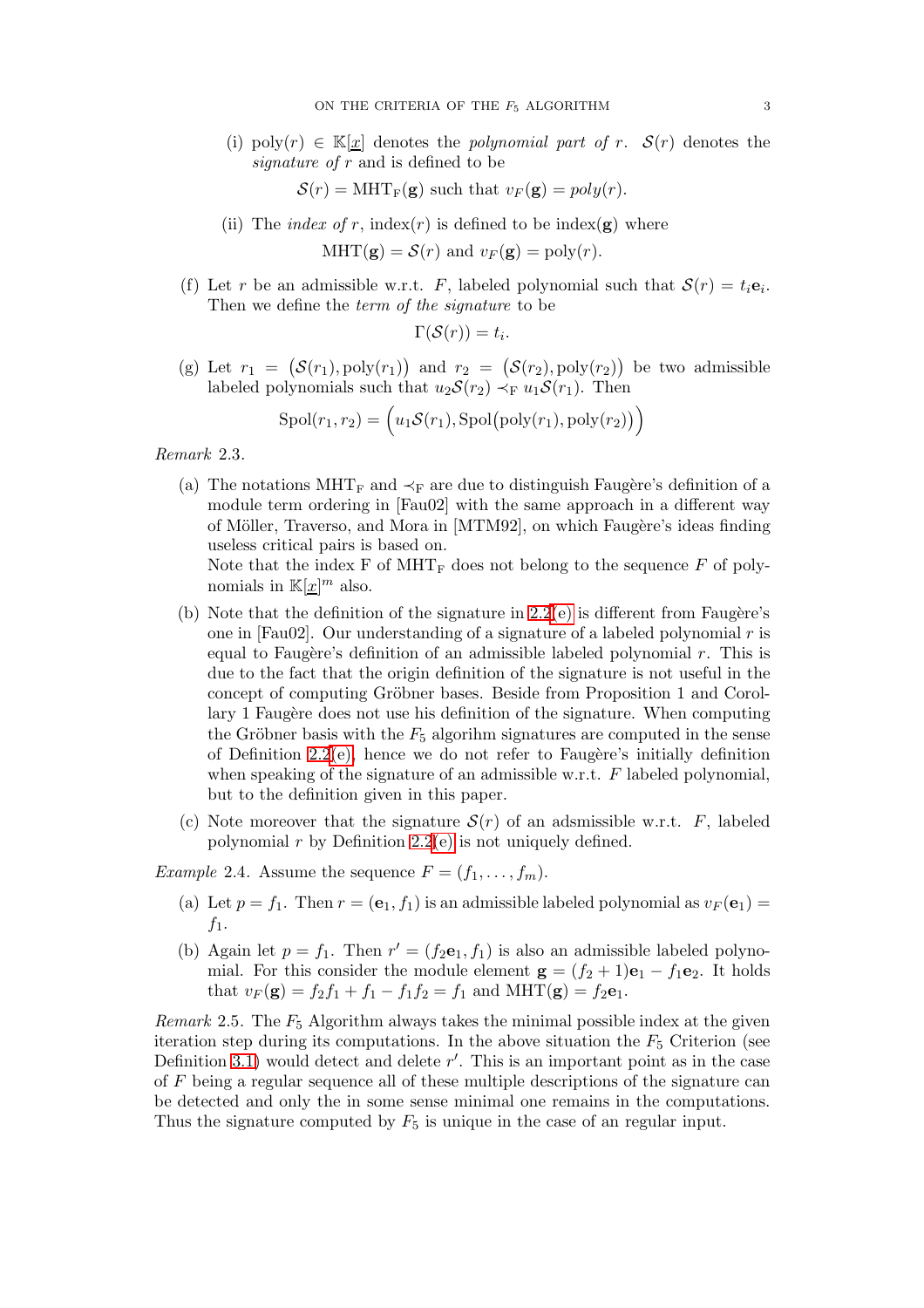(i) $\mathrm{poly}(r) \in \mathbb{K}[\underline{x}]$ denotes the *polynomial part of* $r$. $\mathcal{S}(r)$ denotes the *signature of* $r$ and is defined to be

$$\mathcal{S}(r) = \mathrm{MHT}_{\mathrm{F}}(\mathbf{g}) \text{ such that } v_F(\mathbf{g}) = poly(r).$$

(ii) The *index of* $r$, $\mathrm{index}(r)$ is defined to be $\mathrm{index}(\mathbf{g})$ where

$$\mathrm{MHT}(\mathbf{g}) = \mathcal{S}(r) \text{ and } v_F(\mathbf{g}) = \mathrm{poly}(r).$$

(f) Let $r$ be an admissible w.r.t. $F$, labeled polynomial such that $\mathcal{S}(r) = t_i \mathbf{e}_i$. Then we define the *term of the signature* to be

$$\Gamma(\mathcal{S}(r)) = t_i.$$

(g) Let $r_1 = \big(\mathcal{S}(r_1), \mathrm{poly}(r_1)\big)$ and $r_2 = \big(\mathcal{S}(r_2), \mathrm{poly}(r_2)\big)$ be two admissible labeled polynomials such that $u_2\mathcal{S}(r_2) \prec_{\mathrm{F}} u_1\mathcal{S}(r_1)$. Then

$$\mathrm{Spol}(r_1, r_2) = \Big(u_1\mathcal{S}(r_1), \mathrm{Spol}\big(\mathrm{poly}(r_1), \mathrm{poly}(r_2)\big)\Big)$$

*Remark* 2.3.

(a) The notations $\mathrm{MHT}_{\mathrm{F}}$ and $\prec_{\mathrm{F}}$ are due to distinguish Faugère's definition of a module term ordering in [Fau02] with the same approach in a different way of Möller, Traverso, and Mora in [MTM92], on which Faugère's ideas finding useless critical pairs is based on.
Note that the index F of $\mathrm{MHT}_{\mathrm{F}}$ does not belong to the sequence $F$ of polynomials in $\mathbb{K}[\underline{x}]^m$ also.

(b) Note that the definition of the signature in 2.2(e) is different from Faugère's one in [Fau02]. Our understanding of a signature of a labeled polynomial $r$ is equal to Faugère's definition of an admissible labeled polynomial $r$. This is due to the fact that the origin definition of the signature is not useful in the concept of computing Gröbner bases. Beside from Proposition 1 and Corollary 1 Faugère does not use his definition of the signature. When computing the Gröbner basis with the $F_5$ algorihm signatures are computed in the sense of Definition 2.2(e), hence we do not refer to Faugère's initially definition when speaking of the signature of an admissible w.r.t. $F$ labeled polynomial, but to the definition given in this paper.

(c) Note moreover that the signature $\mathcal{S}(r)$ of an adsmissible w.r.t. $F$, labeled polynomial $r$ by Definition 2.2(e) is not uniquely defined.

*Example* 2.4. Assume the sequence $F = (f_1, \ldots, f_m)$.

(a) Let $p = f_1$. Then $r = (\mathbf{e}_1, f_1)$ is an admissible labeled polynomial as $v_F(\mathbf{e}_1) = f_1$.

(b) Again let $p = f_1$. Then $r' = (f_2\mathbf{e}_1, f_1)$ is also an admissible labeled polynomial. For this consider the module element $\mathbf{g} = (f_2 + 1)\mathbf{e}_1 - f_1\mathbf{e}_2$. It holds that $v_F(\mathbf{g}) = f_2 f_1 + f_1 - f_1 f_2 = f_1$ and $\mathrm{MHT}(\mathbf{g}) = f_2\mathbf{e}_1$.

*Remark* 2.5. The $F_5$ Algorithm always takes the minimal possible index at the given iteration step during its computations. In the above situation the $F_5$ Criterion (see Definition 3.1) would detect and delete $r'$. This is an important point as in the case of $F$ being a regular sequence all of these multiple descriptions of the signature can be detected and only the in some sense minimal one remains in the computations. Thus the signature computed by $F_5$ is unique in the case of an regular input.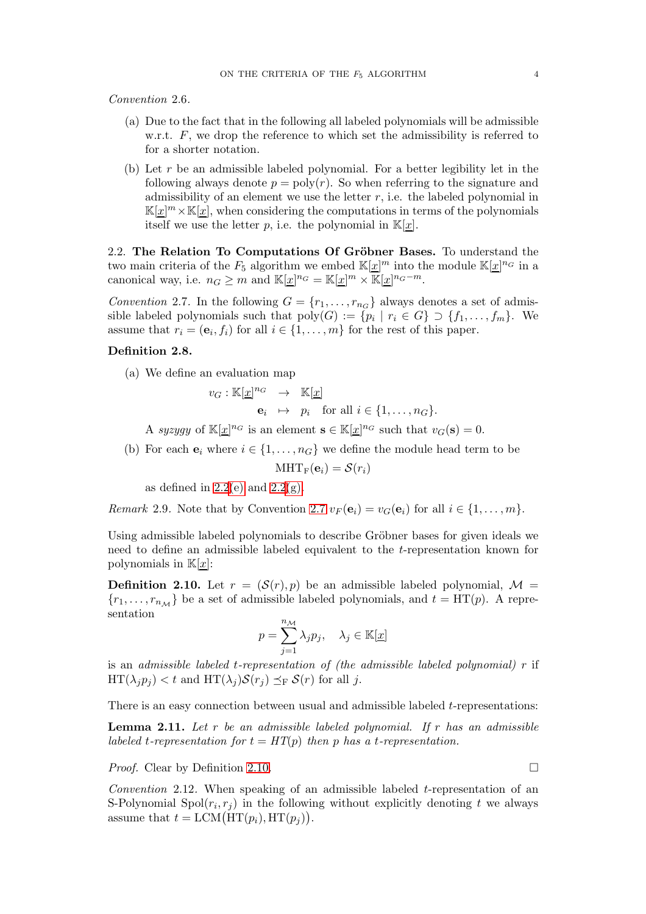*Convention* 2.6.

(a) Due to the fact that in the following all labeled polynomials will be admissible w.r.t. $F$, we drop the reference to which set the admissibility is referred to for a shorter notation.

(b) Let $r$ be an admissible labeled polynomial. For a better legibility let in the following always denote $p = \mathrm{poly}(r)$. So when referring to the signature and admissibility of an element we use the letter $r$, i.e. the labeled polynomial in $\mathbb{K}[\underline{x}]^m \times \mathbb{K}[\underline{x}]$, when considering the computations in terms of the polynomials itself we use the letter $p$, i.e. the polynomial in $\mathbb{K}[\underline{x}]$.

2.2. **The Relation To Computations Of Gröbner Bases.** To understand the two main criteria of the $F_5$ algorithm we embed $\mathbb{K}[\underline{x}]^m$ into the module $\mathbb{K}[\underline{x}]^{n_G}$ in a canonical way, i.e. $n_G \geq m$ and $\mathbb{K}[\underline{x}]^{n_G} = \mathbb{K}[\underline{x}]^m \times \mathbb{K}[\underline{x}]^{n_G - m}$.

*Convention* 2.7. In the following $G = \{r_1, \ldots, r_{n_G}\}$ always denotes a set of admissible labeled polynomials such that $\mathrm{poly}(G) := \{p_i \mid r_i \in G\} \supset \{f_1, \ldots, f_m\}$. We assume that $r_i = (\mathbf{e}_i, f_i)$ for all $i \in \{1, \ldots, m\}$ for the rest of this paper.

**Definition 2.8.**

(a) We define an evaluation map

$$\begin{aligned} v_G : \mathbb{K}[\underline{x}]^{n_G} &\rightarrow \mathbb{K}[\underline{x}] \\ \mathbf{e}_i &\mapsto p_i \quad \text{for all } i \in \{1, \ldots, n_G\}. \end{aligned}$$

A *syzygy* of $\mathbb{K}[\underline{x}]^{n_G}$ is an element $\mathbf{s} \in \mathbb{K}[\underline{x}]^{n_G}$ such that $v_G(\mathbf{s}) = 0$.

(b) For each $\mathbf{e}_i$ where $i \in \{1, \ldots, n_G\}$ we define the module head term to be

$$\mathrm{MHT}_{\mathrm{F}}(\mathbf{e}_i) = \mathcal{S}(r_i)$$

as defined in 2.2(e) and 2.2(g).

*Remark* 2.9. Note that by Convention 2.7 $v_F(\mathbf{e}_i) = v_G(\mathbf{e}_i)$ for all $i \in \{1, \ldots, m\}$.

Using admissible labeled polynomials to describe Gröbner bases for given ideals we need to define an admissible labeled equivalent to the $t$-representation known for polynomials in $\mathbb{K}[\underline{x}]$:

**Definition 2.10.** Let $r = (\mathcal{S}(r), p)$ be an admissible labeled polynomial, $\mathcal{M} = \{r_1, \ldots, r_{n_\mathcal{M}}\}$ be a set of admissible labeled polynomials, and $t = \mathrm{HT}(p)$. A representation

$$p = \sum_{j=1}^{n_\mathcal{M}} \lambda_j p_j, \quad \lambda_j \in \mathbb{K}[\underline{x}]$$

is an *admissible labeled $t$-representation of (the admissible labeled polynomial) $r$* if $\mathrm{HT}(\lambda_j p_j) < t$ and $\mathrm{HT}(\lambda_j)\mathcal{S}(r_j) \preceq_{\mathrm{F}} \mathcal{S}(r)$ for all $j$.

There is an easy connection between usual and admissible labeled $t$-representations:

**Lemma 2.11.** *Let $r$ be an admissible labeled polynomial. If $r$ has an admissible labeled $t$-representation for $t = HT(p)$ then $p$ has a $t$-representation.*

*Proof.* Clear by Definition 2.10. □

*Convention* 2.12. When speaking of an admissible labeled $t$-representation of an S-Polynomial $\mathrm{Spol}(r_i, r_j)$ in the following without explicitly denoting $t$ we always assume that $t = \mathrm{LCM}\big(\mathrm{HT}(p_i), \mathrm{HT}(p_j)\big)$.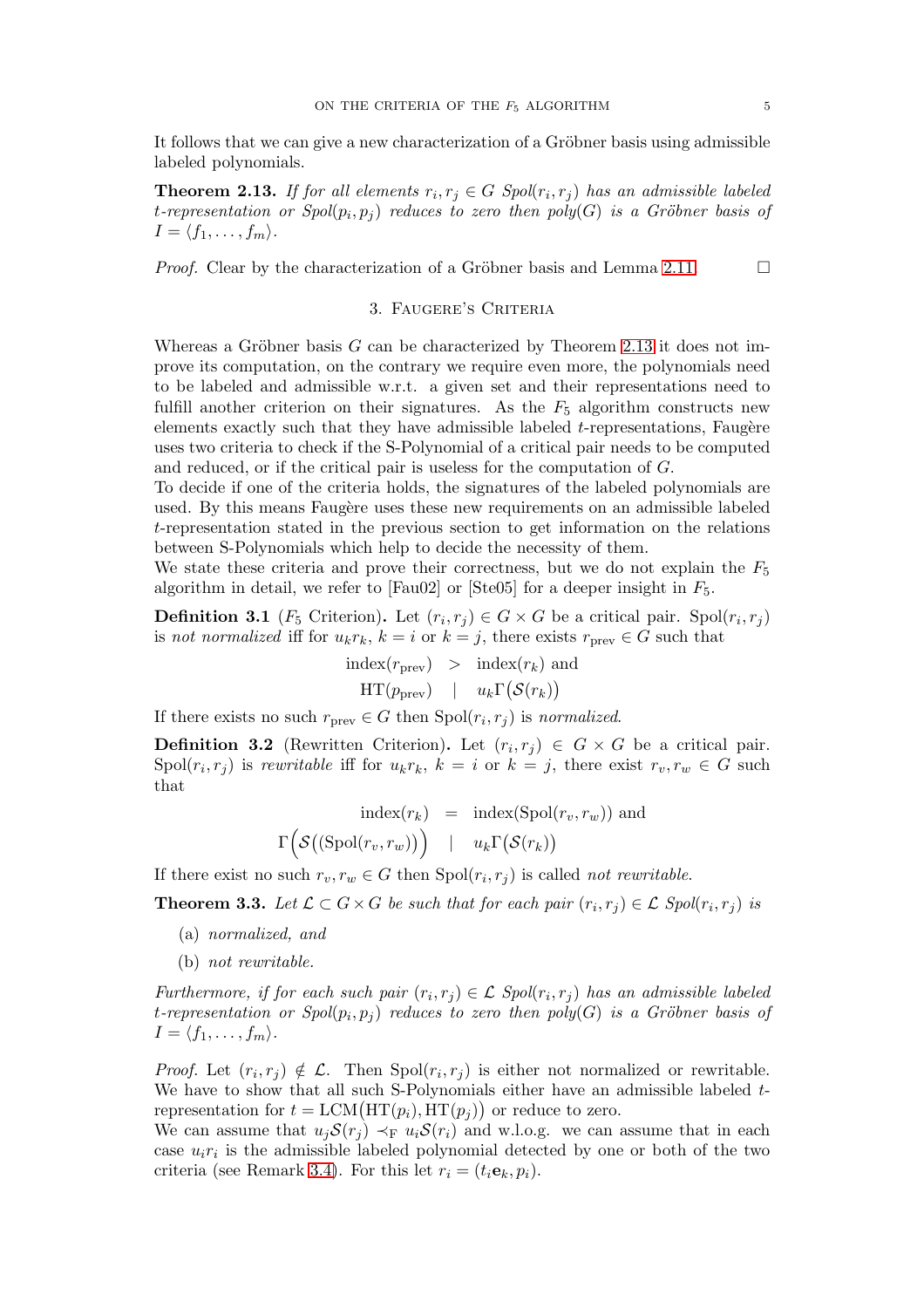It follows that we can give a new characterization of a Gröbner basis using admissible labeled polynomials.

**Theorem 2.13.** *If for all elements $r_i, r_j \in G$ Spol$(r_i, r_j)$ has an admissible labeled $t$-representation or Spol$(p_i, p_j)$ reduces to zero then poly$(G)$ is a Gröbner basis of $I = \langle f_1, \ldots, f_m \rangle$.*

*Proof.* Clear by the characterization of a Gröbner basis and Lemma 2.11. $\square$

## 3. Faugere's Criteria

Whereas a Gröbner basis $G$ can be characterized by Theorem 2.13 it does not improve its computation, on the contrary we require even more, the polynomials need to be labeled and admissible w.r.t. a given set and their representations need to fulfill another criterion on their signatures. As the $F_5$ algorithm constructs new elements exactly such that they have admissible labeled $t$-representations, Faugère uses two criteria to check if the S-Polynomial of a critical pair needs to be computed and reduced, or if the critical pair is useless for the computation of $G$.
To decide if one of the criteria holds, the signatures of the labeled polynomials are used. By this means Faugère uses these new requirements on an admissible labeled $t$-representation stated in the previous section to get information on the relations between S-Polynomials which help to decide the necessity of them.
We state these criteria and prove their correctness, but we do not explain the $F_5$ algorithm in detail, we refer to [Fau02] or [Ste05] for a deeper insight in $F_5$.

**Definition 3.1** ($F_5$ Criterion)**.** Let $(r_i, r_j) \in G \times G$ be a critical pair. $\mathrm{Spol}(r_i, r_j)$ is *not normalized* iff for $u_k r_k$, $k = i$ or $k = j$, there exists $r_{\mathrm{prev}} \in G$ such that

$$\begin{aligned} \mathrm{index}(r_{\mathrm{prev}}) &> \mathrm{index}(r_k) \text{ and} \\ \mathrm{HT}(p_{\mathrm{prev}}) &\mid u_k \Gamma\big(\mathcal{S}(r_k)\big) \end{aligned}$$

If there exists no such $r_{\mathrm{prev}} \in G$ then $\mathrm{Spol}(r_i, r_j)$ is *normalized*.

**Definition 3.2** (Rewritten Criterion)**.** Let $(r_i, r_j) \in G \times G$ be a critical pair. $\mathrm{Spol}(r_i, r_j)$ is *rewritable* iff for $u_k r_k$, $k = i$ or $k = j$, there exist $r_v, r_w \in G$ such that

$$\begin{aligned} \mathrm{index}(r_k) &= \mathrm{index}(\mathrm{Spol}(r_v, r_w)) \text{ and} \\ \Gamma\Big(\mathcal{S}\big((\mathrm{Spol}(r_v, r_w)\big)\Big) &\mid u_k \Gamma\big(\mathcal{S}(r_k)\big) \end{aligned}$$

If there exist no such $r_v, r_w \in G$ then $\mathrm{Spol}(r_i, r_j)$ is called *not rewritable*.

**Theorem 3.3.** *Let $\mathcal{L} \subset G \times G$ be such that for each pair $(r_i, r_j) \in \mathcal{L}$ Spol$(r_i, r_j)$ is*

(a) *normalized, and*
(b) *not rewritable.*

*Furthermore, if for each such pair $(r_i, r_j) \in \mathcal{L}$ Spol$(r_i, r_j)$ has an admissible labeled $t$-representation or Spol$(p_i, p_j)$ reduces to zero then poly$(G)$ is a Gröbner basis of $I = \langle f_1, \ldots, f_m \rangle$.*

*Proof.* Let $(r_i, r_j) \notin \mathcal{L}$. Then $\mathrm{Spol}(r_i, r_j)$ is either not normalized or rewritable. We have to show that all such S-Polynomials either have an admissible labeled $t$-representation for $t = \mathrm{LCM}\big(\mathrm{HT}(p_i), \mathrm{HT}(p_j)\big)$ or reduce to zero.
We can assume that $u_j \mathcal{S}(r_j) \prec_{\mathrm{F}} u_i \mathcal{S}(r_i)$ and w.l.o.g. we can assume that in each case $u_i r_i$ is the admissible labeled polynomial detected by one or both of the two criteria (see Remark 3.4). For this let $r_i = (t_i \mathbf{e}_k, p_i)$.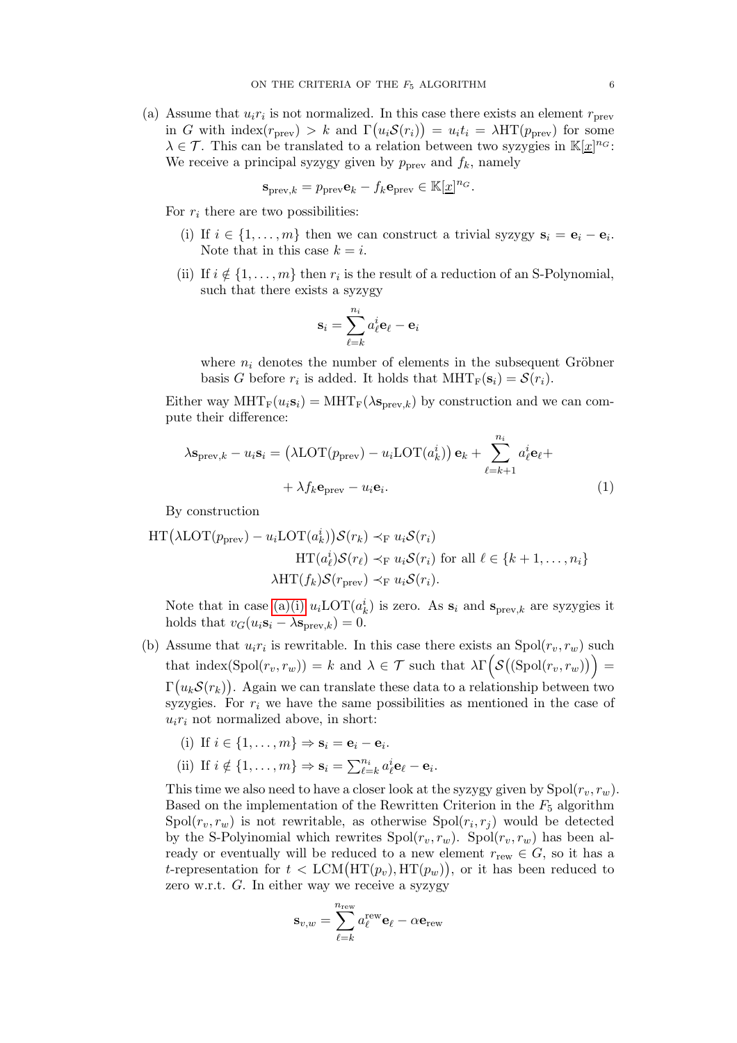(a) Assume that $u_i r_i$ is not normalized. In this case there exists an element $r_{\text{prev}}$ in $G$ with $\text{index}(r_{\text{prev}}) > k$ and $\Gamma\big(u_i \mathcal{S}(r_i)\big) = u_i t_i = \lambda \text{HT}(p_{\text{prev}})$ for some $\lambda \in \mathcal{T}$. This can be translated to a relation between two syzygies in $\mathbb{K}[\underline{x}]^{n_G}$: We receive a principal syzygy given by $p_{\text{prev}}$ and $f_k$, namely

$$\mathbf{s}_{\text{prev},k} = p_{\text{prev}} \mathbf{e}_k - f_k \mathbf{e}_{\text{prev}} \in \mathbb{K}[\underline{x}]^{n_G}.$$

For $r_i$ there are two possibilities:

   (i) If $i \in \{1, \ldots, m\}$ then we can construct a trivial syzygy $\mathbf{s}_i = \mathbf{e}_i - \mathbf{e}_i$. Note that in this case $k = i$.

   (ii) If $i \notin \{1, \ldots, m\}$ then $r_i$ is the result of a reduction of an S-Polynomial, such that there exists a syzygy

$$\mathbf{s}_i = \sum_{\ell=k}^{n_i} a_\ell^i \mathbf{e}_\ell - \mathbf{e}_i$$

   where $n_i$ denotes the number of elements in the subsequent Gröbner basis $G$ before $r_i$ is added. It holds that $\text{MHT}_{\text{F}}(\mathbf{s}_i) = \mathcal{S}(r_i)$.

Either way $\text{MHT}_{\text{F}}(u_i \mathbf{s}_i) = \text{MHT}_{\text{F}}(\lambda \mathbf{s}_{\text{prev},k})$ by construction and we can compute their difference:

$$\lambda \mathbf{s}_{\text{prev},k} - u_i \mathbf{s}_i = \big(\lambda \text{LOT}(p_{\text{prev}}) - u_i \text{LOT}(a_k^i)\big) \mathbf{e}_k + \sum_{\ell=k+1}^{n_i} a_\ell^i \mathbf{e}_\ell + \\ + \lambda f_k \mathbf{e}_{\text{prev}} - u_i \mathbf{e}_i. \tag{1}$$

By construction

$$\begin{aligned} \text{HT}\big(\lambda \text{LOT}(p_{\text{prev}}) - u_i \text{LOT}(a_k^i)\big) \mathcal{S}(r_k) &\prec_{\text{F}} u_i \mathcal{S}(r_i) \\ \text{HT}(a_\ell^i) \mathcal{S}(r_\ell) &\prec_{\text{F}} u_i \mathcal{S}(r_i) \text{ for all } \ell \in \{k+1, \ldots, n_i\} \\ \lambda \text{HT}(f_k) \mathcal{S}(r_{\text{prev}}) &\prec_{\text{F}} u_i \mathcal{S}(r_i). \end{aligned}$$

Note that in case (a)(i) $u_i \text{LOT}(a_k^i)$ is zero. As $\mathbf{s}_i$ and $\mathbf{s}_{\text{prev},k}$ are syzygies it holds that $v_G(u_i \mathbf{s}_i - \lambda \mathbf{s}_{\text{prev},k}) = 0$.

(b) Assume that $u_i r_i$ is rewritable. In this case there exists an $\text{Spol}(r_v, r_w)$ such that $\text{index}(\text{Spol}(r_v, r_w)) = k$ and $\lambda \in \mathcal{T}$ such that $\lambda \Gamma\Big(\mathcal{S}\big((\text{Spol}(r_v, r_w))\big)\Big) = \Gamma\big(u_k \mathcal{S}(r_k)\big)$. Again we can translate these data to a relationship between two syzygies. For $r_i$ we have the same possibilities as mentioned in the case of $u_i r_i$ not normalized above, in short:

   (i) If $i \in \{1, \ldots, m\} \Rightarrow \mathbf{s}_i = \mathbf{e}_i - \mathbf{e}_i$.

   (ii) If $i \notin \{1, \ldots, m\} \Rightarrow \mathbf{s}_i = \sum_{\ell=k}^{n_i} a_\ell^i \mathbf{e}_\ell - \mathbf{e}_i$.

This time we also need to have a closer look at the syzygy given by $\text{Spol}(r_v, r_w)$. Based on the implementation of the Rewritten Criterion in the $F_5$ algorithm $\text{Spol}(r_v, r_w)$ is not rewritable, as otherwise $\text{Spol}(r_i, r_j)$ would be detected by the S-Polyinomial which rewrites $\text{Spol}(r_v, r_w)$. $\text{Spol}(r_v, r_w)$ has been already or eventually will be reduced to a new element $r_{\text{rew}} \in G$, so it has a $t$-representation for $t < \text{LCM}\big(\text{HT}(p_v), \text{HT}(p_w)\big)$, or it has been reduced to zero w.r.t. $G$. In either way we receive a syzygy

$$\mathbf{s}_{v,w} = \sum_{\ell=k}^{n_{\text{rew}}} a_\ell^{\text{rew}} \mathbf{e}_\ell - \alpha \mathbf{e}_{\text{rew}}$$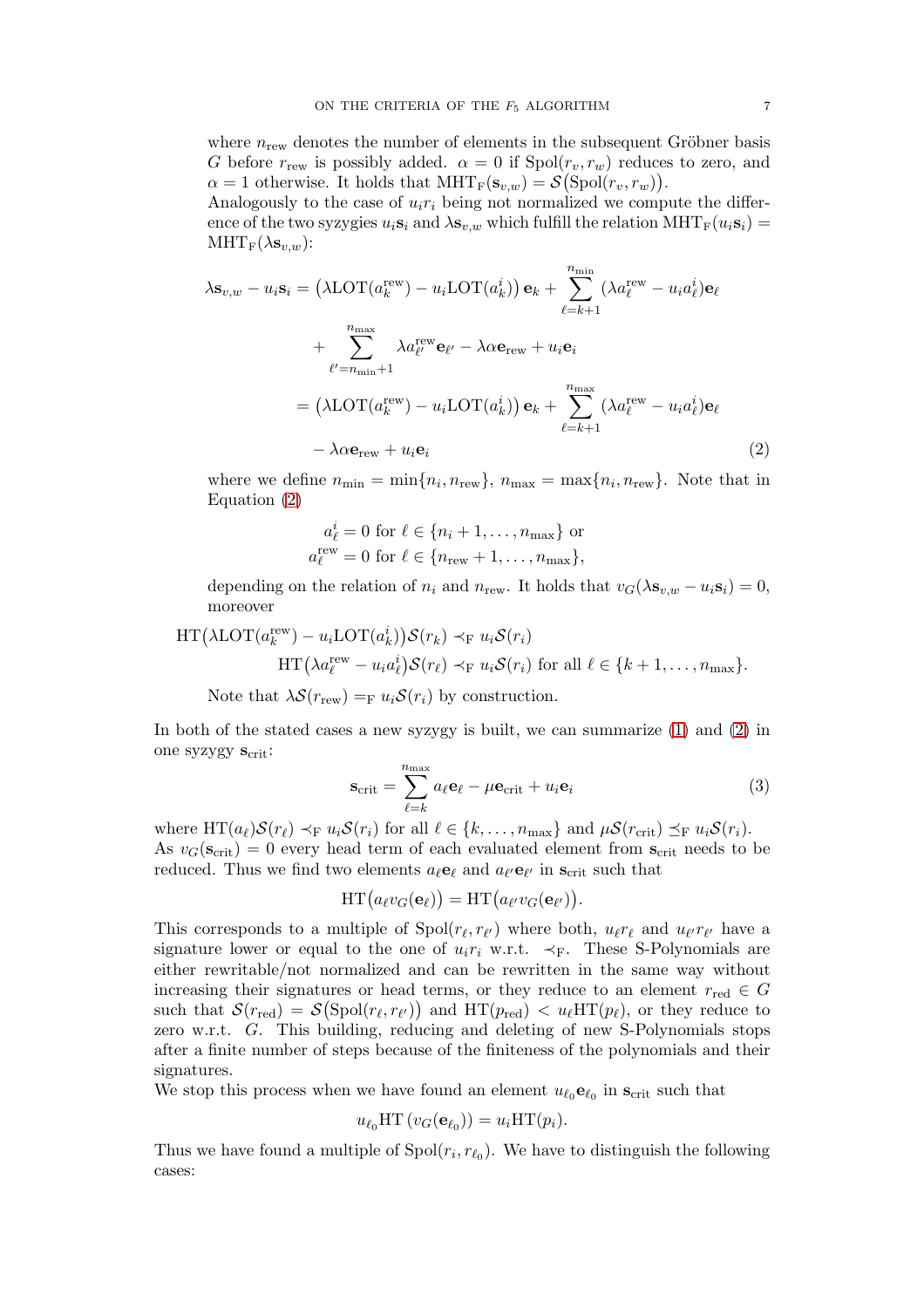where $n_{\text{rew}}$ denotes the number of elements in the subsequent Gröbner basis $G$ before $r_{\text{rew}}$ is possibly added. $\alpha = 0$ if $\text{Spol}(r_v, r_w)$ reduces to zero, and $\alpha = 1$ otherwise. It holds that $\text{MHT}_{\text{F}}(\mathbf{s}_{v,w}) = \mathcal{S}\big(\text{Spol}(r_v, r_w)\big)$.

Analogously to the case of $u_i r_i$ being not normalized we compute the difference of the two syzygies $u_i \mathbf{s}_i$ and $\lambda \mathbf{s}_{v,w}$ which fulfill the relation $\text{MHT}_{\text{F}}(u_i \mathbf{s}_i) = \text{MHT}_{\text{F}}(\lambda \mathbf{s}_{v,w})$:

$$
\begin{aligned}
\lambda \mathbf{s}_{v,w} - u_i \mathbf{s}_i &= \big(\lambda \text{LOT}(a_k^{\text{rew}}) - u_i \text{LOT}(a_k^i)\big)\, \mathbf{e}_k + \sum_{\ell=k+1}^{n_{\min}} (\lambda a_\ell^{\text{rew}} - u_i a_\ell^i) \mathbf{e}_\ell \\
&\quad + \sum_{\ell'=n_{\min}+1}^{n_{\max}} \lambda a_{\ell'}^{\text{rew}} \mathbf{e}_{\ell'} - \lambda \alpha \mathbf{e}_{\text{rew}} + u_i \mathbf{e}_i \\
&= \big(\lambda \text{LOT}(a_k^{\text{rew}}) - u_i \text{LOT}(a_k^i)\big)\, \mathbf{e}_k + \sum_{\ell=k+1}^{n_{\max}} (\lambda a_\ell^{\text{rew}} - u_i a_\ell^i) \mathbf{e}_\ell \\
&\quad - \lambda \alpha \mathbf{e}_{\text{rew}} + u_i \mathbf{e}_i
\end{aligned}
\tag{2}
$$

where we define $n_{\min} = \min\{n_i, n_{\text{rew}}\}$, $n_{\max} = \max\{n_i, n_{\text{rew}}\}$. Note that in Equation (2)

$$
\begin{aligned}
a_\ell^i &= 0 \text{ for } \ell \in \{n_i + 1, \ldots, n_{\max}\} \text{ or} \\
a_\ell^{\text{rew}} &= 0 \text{ for } \ell \in \{n_{\text{rew}} + 1, \ldots, n_{\max}\},
\end{aligned}
$$

depending on the relation of $n_i$ and $n_{\text{rew}}$. It holds that $v_G(\lambda \mathbf{s}_{v,w} - u_i \mathbf{s}_i) = 0$, moreover

$$
\begin{aligned}
\text{HT}\big(\lambda \text{LOT}(a_k^{\text{rew}}) - u_i \text{LOT}(a_k^i)\big) \mathcal{S}(r_k) &\prec_{\text{F}} u_i \mathcal{S}(r_i) \\
\text{HT}\big(\lambda a_\ell^{\text{rew}} - u_i a_\ell^i\big) \mathcal{S}(r_\ell) &\prec_{\text{F}} u_i \mathcal{S}(r_i) \text{ for all } \ell \in \{k+1, \ldots, n_{\max}\}.
\end{aligned}
$$

Note that $\lambda \mathcal{S}(r_{\text{rew}}) =_{\text{F}} u_i \mathcal{S}(r_i)$ by construction.

In both of the stated cases a new syzygy is built, we can summarize (1) and (2) in one syzygy $\mathbf{s}_{\text{crit}}$:

$$
\mathbf{s}_{\text{crit}} = \sum_{\ell=k}^{n_{\max}} a_\ell \mathbf{e}_\ell - \mu \mathbf{e}_{\text{crit}} + u_i \mathbf{e}_i \tag{3}
$$

where $\text{HT}(a_\ell) \mathcal{S}(r_\ell) \prec_{\text{F}} u_i \mathcal{S}(r_i)$ for all $\ell \in \{k, \ldots, n_{\max}\}$ and $\mu \mathcal{S}(r_{\text{crit}}) \preceq_{\text{F}} u_i \mathcal{S}(r_i)$. As $v_G(\mathbf{s}_{\text{crit}}) = 0$ every head term of each evaluated element from $\mathbf{s}_{\text{crit}}$ needs to be reduced. Thus we find two elements $a_\ell \mathbf{e}_\ell$ and $a_{\ell'} \mathbf{e}_{\ell'}$ in $\mathbf{s}_{\text{crit}}$ such that

$$
\text{HT}\big(a_\ell v_G(\mathbf{e}_\ell)\big) = \text{HT}\big(a_{\ell'} v_G(\mathbf{e}_{\ell'})\big).
$$

This corresponds to a multiple of $\text{Spol}(r_\ell, r_{\ell'})$ where both, $u_\ell r_\ell$ and $u_{\ell'} r_{\ell'}$ have a signature lower or equal to the one of $u_i r_i$ w.r.t. $\prec_{\text{F}}$. These S-Polynomials are either rewritable/not normalized and can be rewritten in the same way without increasing their signatures or head terms, or they reduce to an element $r_{\text{red}} \in G$ such that $\mathcal{S}(r_{\text{red}}) = \mathcal{S}\big(\text{Spol}(r_\ell, r_{\ell'})\big)$ and $\text{HT}(p_{\text{red}}) < u_\ell \text{HT}(p_\ell)$, or they reduce to zero w.r.t. $G$. This building, reducing and deleting of new S-Polynomials stops after a finite number of steps because of the finiteness of the polynomials and their signatures.

We stop this process when we have found an element $u_{\ell_0} \mathbf{e}_{\ell_0}$ in $\mathbf{s}_{\text{crit}}$ such that

$$
u_{\ell_0} \text{HT}\left(v_G(\mathbf{e}_{\ell_0})\right) = u_i \text{HT}(p_i).
$$

Thus we have found a multiple of $\text{Spol}(r_i, r_{\ell_0})$. We have to distinguish the following cases: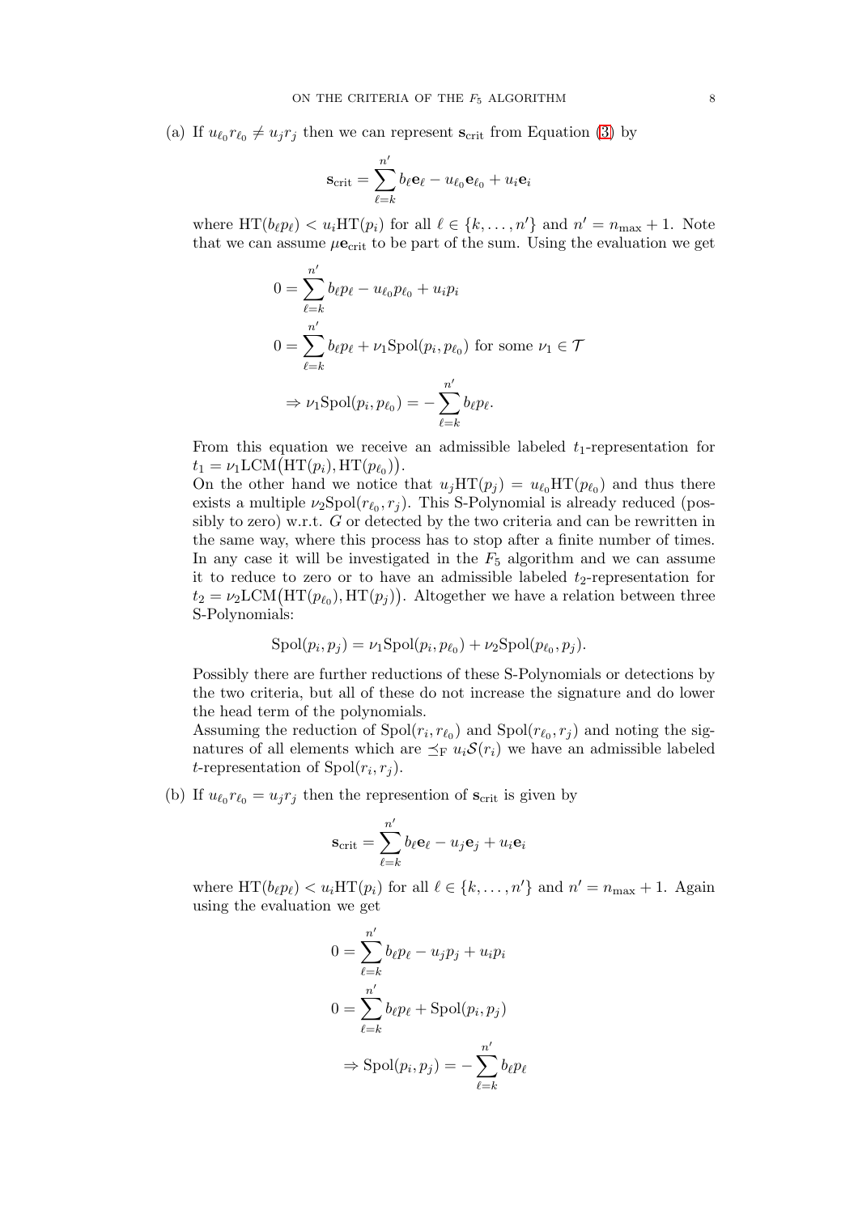(a) If $u_{\ell_0} r_{\ell_0} \neq u_j r_j$ then we can represent $\mathbf{s}_{\mathrm{crit}}$ from Equation (3) by

$$\mathbf{s}_{\mathrm{crit}} = \sum_{\ell=k}^{n'} b_\ell \mathbf{e}_\ell - u_{\ell_0} \mathbf{e}_{\ell_0} + u_i \mathbf{e}_i$$

where $\mathrm{HT}(b_\ell p_\ell) < u_i \mathrm{HT}(p_i)$ for all $\ell \in \{k, \ldots, n'\}$ and $n' = n_{\max} + 1$. Note that we can assume $\mu \mathbf{e}_{\mathrm{crit}}$ to be part of the sum. Using the evaluation we get

$$0 = \sum_{\ell=k}^{n'} b_\ell p_\ell - u_{\ell_0} p_{\ell_0} + u_i p_i$$

$$0 = \sum_{\ell=k}^{n'} b_\ell p_\ell + \nu_1 \mathrm{Spol}(p_i, p_{\ell_0}) \text{ for some } \nu_1 \in \mathcal{T}$$

$$\Rightarrow \nu_1 \mathrm{Spol}(p_i, p_{\ell_0}) = - \sum_{\ell=k}^{n'} b_\ell p_\ell.$$

From this equation we receive an admissible labeled $t_1$-representation for $t_1 = \nu_1 \mathrm{LCM}\big(\mathrm{HT}(p_i), \mathrm{HT}(p_{\ell_0})\big)$.

On the other hand we notice that $u_j \mathrm{HT}(p_j) = u_{\ell_0} \mathrm{HT}(p_{\ell_0})$ and thus there exists a multiple $\nu_2 \mathrm{Spol}(r_{\ell_0}, r_j)$. This S-Polynomial is already reduced (possibly to zero) w.r.t. $G$ or detected by the two criteria and can be rewritten in the same way, where this process has to stop after a finite number of times. In any case it will be investigated in the $F_5$ algorithm and we can assume it to reduce to zero or to have an admissible labeled $t_2$-representation for $t_2 = \nu_2 \mathrm{LCM}\big(\mathrm{HT}(p_{\ell_0}), \mathrm{HT}(p_j)\big)$. Altogether we have a relation between three S-Polynomials:

$$\mathrm{Spol}(p_i, p_j) = \nu_1 \mathrm{Spol}(p_i, p_{\ell_0}) + \nu_2 \mathrm{Spol}(p_{\ell_0}, p_j).$$

Possibly there are further reductions of these S-Polynomials or detections by the two criteria, but all of these do not increase the signature and do lower the head term of the polynomials.

Assuming the reduction of $\mathrm{Spol}(r_i, r_{\ell_0})$ and $\mathrm{Spol}(r_{\ell_0}, r_j)$ and noting the signatures of all elements which are $\preceq_{\mathrm{F}} u_i \mathcal{S}(r_i)$ we have an admissible labeled $t$-representation of $\mathrm{Spol}(r_i, r_j)$.

(b) If $u_{\ell_0} r_{\ell_0} = u_j r_j$ then the represention of $\mathbf{s}_{\mathrm{crit}}$ is given by

$$\mathbf{s}_{\mathrm{crit}} = \sum_{\ell=k}^{n'} b_\ell \mathbf{e}_\ell - u_j \mathbf{e}_j + u_i \mathbf{e}_i$$

where $\mathrm{HT}(b_\ell p_\ell) < u_i \mathrm{HT}(p_i)$ for all $\ell \in \{k, \ldots, n'\}$ and $n' = n_{\max} + 1$. Again using the evaluation we get

$$0 = \sum_{\ell=k}^{n'} b_\ell p_\ell - u_j p_j + u_i p_i$$

$$0 = \sum_{\ell=k}^{n'} b_\ell p_\ell + \mathrm{Spol}(p_i, p_j)$$

$$\Rightarrow \mathrm{Spol}(p_i, p_j) = - \sum_{\ell=k}^{n'} b_\ell p_\ell$$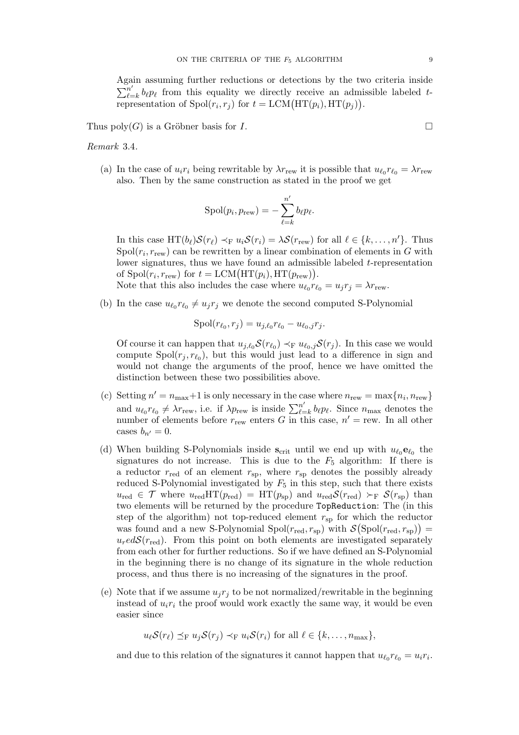Again assuming further reductions or detections by the two criteria inside $\sum_{\ell=k}^{n'} b_\ell p_\ell$ from this equality we directly receive an admissible labeled $t$-representation of $\operatorname{Spol}(r_i, r_j)$ for $t = \operatorname{LCM}\big(\operatorname{HT}(p_i), \operatorname{HT}(p_j)\big)$.

Thus $\operatorname{poly}(G)$ is a Gröbner basis for $I$. $\square$

*Remark* 3.4.

(a) In the case of $u_i r_i$ being rewritable by $\lambda r_{\text{rew}}$ it is possible that $u_{\ell_0} r_{\ell_0} = \lambda r_{\text{rew}}$ also. Then by the same construction as stated in the proof we get

$$\operatorname{Spol}(p_i, p_{\text{rew}}) = -\sum_{\ell=k}^{n'} b_\ell p_\ell.$$

In this case $\operatorname{HT}(b_\ell)\mathcal{S}(r_\ell) \prec_{\text{F}} u_i \mathcal{S}(r_i) = \lambda \mathcal{S}(r_{\text{rew}})$ for all $\ell \in \{k, \ldots, n'\}$. Thus $\operatorname{Spol}(r_i, r_{\text{rew}})$ can be rewritten by a linear combination of elements in $G$ with lower signatures, thus we have found an admissible labeled $t$-representation of $\operatorname{Spol}(r_i, r_{\text{rew}})$ for $t = \operatorname{LCM}\big(\operatorname{HT}(p_i), \operatorname{HT}(p_{\text{rew}})\big)$.
Note that this also includes the case where $u_{\ell_0} r_{\ell_0} = u_j r_j = \lambda r_{\text{rew}}$.

(b) In the case $u_{\ell_0} r_{\ell_0} \neq u_j r_j$ we denote the second computed S-Polynomial

$$\operatorname{Spol}(r_{\ell_0}, r_j) = u_{j,\ell_0} r_{\ell_0} - u_{\ell_0,j} r_j.$$

Of course it can happen that $u_{j,\ell_0}\mathcal{S}(r_{\ell_0}) \prec_{\text{F}} u_{\ell_0,j}\mathcal{S}(r_j)$. In this case we would compute $\operatorname{Spol}(r_j, r_{\ell_0})$, but this would just lead to a difference in sign and would not change the arguments of the proof, hence we have omitted the distinction between these two possibilities above.

(c) Setting $n' = n_{\max}+1$ is only necessary in the case where $n_{\text{rew}} = \max\{n_i, n_{\text{rew}}\}$ and $u_{\ell_0} r_{\ell_0} \neq \lambda r_{\text{rew}}$, i.e. if $\lambda p_{\text{rew}}$ is inside $\sum_{\ell=k}^{n'} b_\ell p_\ell$. Since $n_{\max}$ denotes the number of elements before $r_{\text{rew}}$ enters $G$ in this case, $n' = \text{rew}$. In all other cases $b_{n'} = 0$.

(d) When building S-Polynomials inside $\mathbf{s}_{\text{crit}}$ until we end up with $u_{\ell_0}\mathbf{e}_{\ell_0}$ the signatures do not increase. This is due to the $F_5$ algorithm: If there is a reductor $r_{\text{red}}$ of an element $r_{\text{sp}}$, where $r_{\text{sp}}$ denotes the possibly already reduced S-Polynomial investigated by $F_5$ in this step, such that there exists $u_{\text{red}} \in \mathcal{T}$ where $u_{\text{red}}\operatorname{HT}(p_{\text{red}}) = \operatorname{HT}(p_{\text{sp}})$ and $u_{\text{red}}\mathcal{S}(r_{\text{red}}) \succ_{\text{F}} \mathcal{S}(r_{\text{sp}})$ than two elements will be returned by the procedure `TopReduction`: The (in this step of the algorithm) not top-reduced element $r_{\text{sp}}$ for which the reductor was found and a new S-Polynomial $\operatorname{Spol}(r_{\text{red}}, r_{\text{sp}})$ with $\mathcal{S}\big(\operatorname{Spol}(r_{\text{red}}, r_{\text{sp}})\big) = u_red\mathcal{S}(r_{\text{red}})$. From this point on both elements are investigated separately from each other for further reductions. So if we have defined an S-Polynomial in the beginning there is no change of its signature in the whole reduction process, and thus there is no increasing of the signatures in the proof.

(e) Note that if we assume $u_j r_j$ to be not normalized/rewritable in the beginning instead of $u_i r_i$ the proof would work exactly the same way, it would be even easier since

$$u_\ell \mathcal{S}(r_\ell) \preceq_{\text{F}} u_j \mathcal{S}(r_j) \prec_{\text{F}} u_i \mathcal{S}(r_i) \text{ for all } \ell \in \{k, \ldots, n_{\max}\},$$

and due to this relation of the signatures it cannot happen that $u_{\ell_0} r_{\ell_0} = u_i r_i$.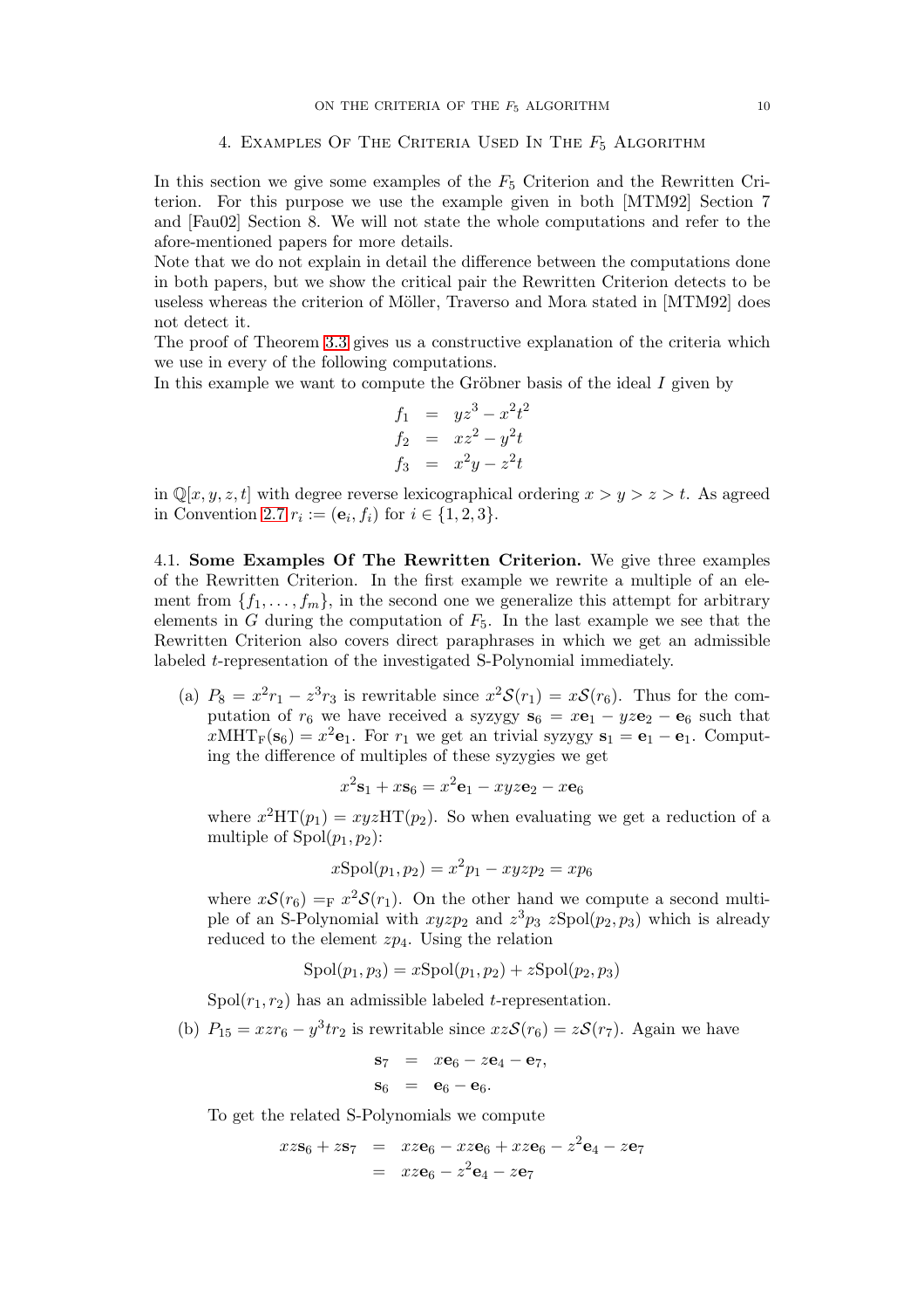## 4. Examples Of The Criteria Used In The $F_5$ Algorithm

In this section we give some examples of the $F_5$ Criterion and the Rewritten Criterion. For this purpose we use the example given in both [MTM92] Section 7 and [Fau02] Section 8. We will not state the whole computations and refer to the afore-mentioned papers for more details.

Note that we do not explain in detail the difference between the computations done in both papers, but we show the critical pair the Rewritten Criterion detects to be useless whereas the criterion of Möller, Traverso and Mora stated in [MTM92] does not detect it.

The proof of Theorem 3.3 gives us a constructive explanation of the criteria which we use in every of the following computations.

In this example we want to compute the Gröbner basis of the ideal $I$ given by

$$
\begin{aligned}
f_1 &= yz^3 - x^2t^2 \\
f_2 &= xz^2 - y^2t \\
f_3 &= x^2y - z^2t
\end{aligned}
$$

in $\mathbb{Q}[x, y, z, t]$ with degree reverse lexicographical ordering $x > y > z > t$. As agreed in Convention 2.7 $r_i := (\mathbf{e}_i, f_i)$ for $i \in \{1, 2, 3\}$.

4.1. **Some Examples Of The Rewritten Criterion.** We give three examples of the Rewritten Criterion. In the first example we rewrite a multiple of an element from $\{f_1, \ldots, f_m\}$, in the second one we generalize this attempt for arbitrary elements in $G$ during the computation of $F_5$. In the last example we see that the Rewritten Criterion also covers direct paraphrases in which we get an admissible labeled $t$-representation of the investigated S-Polynomial immediately.

(a) $P_8 = x^2 r_1 - z^3 r_3$ is rewritable since $x^2 \mathcal{S}(r_1) = x\mathcal{S}(r_6)$. Thus for the computation of $r_6$ we have received a syzygy $\mathbf{s}_6 = x\mathbf{e}_1 - yz\mathbf{e}_2 - \mathbf{e}_6$ such that $x\mathrm{MHT}_{\mathrm{F}}(\mathbf{s}_6) = x^2\mathbf{e}_1$. For $r_1$ we get an trivial syzygy $\mathbf{s}_1 = \mathbf{e}_1 - \mathbf{e}_1$. Computing the difference of multiples of these syzygies we get

$$x^2\mathbf{s}_1 + x\mathbf{s}_6 = x^2\mathbf{e}_1 - xyz\mathbf{e}_2 - x\mathbf{e}_6$$

where $x^2\mathrm{HT}(p_1) = xyz\mathrm{HT}(p_2)$. So when evaluating we get a reduction of a multiple of $\mathrm{Spol}(p_1, p_2)$:

$$x\mathrm{Spol}(p_1, p_2) = x^2 p_1 - xyz p_2 = x p_6$$

where $x\mathcal{S}(r_6) =_{\mathrm{F}} x^2\mathcal{S}(r_1)$. On the other hand we compute a second multiple of an S-Polynomial with $xyzp_2$ and $z^3p_3$ $z\mathrm{Spol}(p_2, p_3)$ which is already reduced to the element $zp_4$. Using the relation

$$\mathrm{Spol}(p_1, p_3) = x\mathrm{Spol}(p_1, p_2) + z\mathrm{Spol}(p_2, p_3)$$

$\mathrm{Spol}(r_1, r_2)$ has an admissible labeled $t$-representation.

(b) $P_{15} = xzr_6 - y^3tr_2$ is rewritable since $xz\mathcal{S}(r_6) = z\mathcal{S}(r_7)$. Again we have

$$
\begin{aligned}
\mathbf{s}_7 &= x\mathbf{e}_6 - z\mathbf{e}_4 - \mathbf{e}_7, \\
\mathbf{s}_6 &= \mathbf{e}_6 - \mathbf{e}_6.
\end{aligned}
$$

To get the related S-Polynomials we compute

$$
\begin{aligned}
xz\mathbf{s}_6 + z\mathbf{s}_7 &= xz\mathbf{e}_6 - xz\mathbf{e}_6 + xz\mathbf{e}_6 - z^2\mathbf{e}_4 - z\mathbf{e}_7 \\
&= xz\mathbf{e}_6 - z^2\mathbf{e}_4 - z\mathbf{e}_7
\end{aligned}
$$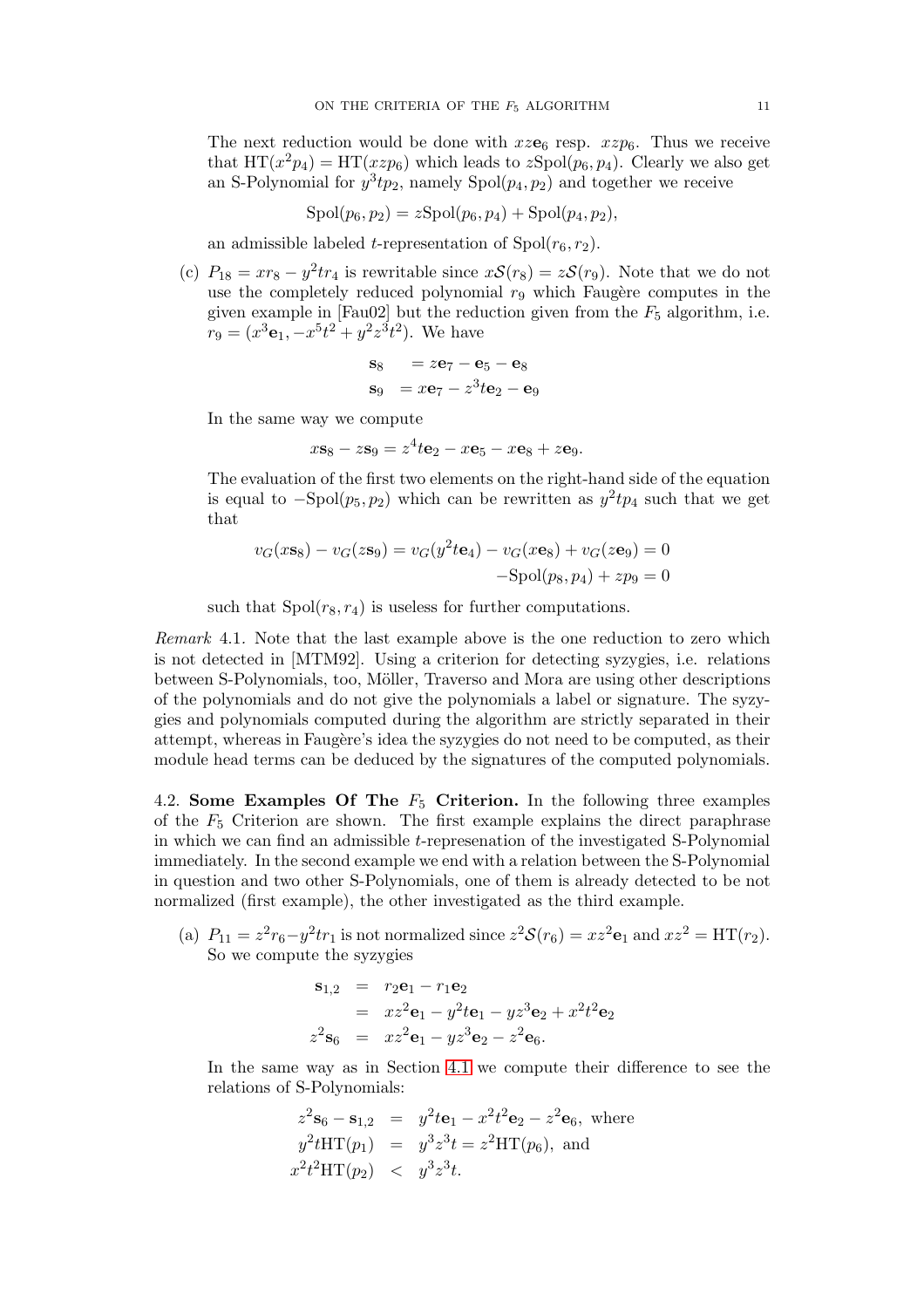The next reduction would be done with $xz\mathbf{e}_6$ resp. $xzp_6$. Thus we receive that $\mathrm{HT}(x^2p_4) = \mathrm{HT}(xzp_6)$ which leads to $z\mathrm{Spol}(p_6, p_4)$. Clearly we also get an S-Polynomial for $y^3tp_2$, namely $\mathrm{Spol}(p_4, p_2)$ and together we receive

$$\mathrm{Spol}(p_6, p_2) = z\mathrm{Spol}(p_6, p_4) + \mathrm{Spol}(p_4, p_2),$$

an admissible labeled $t$-representation of $\mathrm{Spol}(r_6, r_2)$.

(c) $P_{18} = xr_8 - y^2tr_4$ is rewritable since $x\mathcal{S}(r_8) = z\mathcal{S}(r_9)$. Note that we do not use the completely reduced polynomial $r_9$ which Faugère computes in the given example in [Fau02] but the reduction given from the $F_5$ algorithm, i.e. $r_9 = (x^3\mathbf{e}_1, -x^5t^2 + y^2z^3t^2)$. We have

$$\begin{aligned}
\mathbf{s}_8 &= z\mathbf{e}_7 - \mathbf{e}_5 - \mathbf{e}_8 \\
\mathbf{s}_9 &= x\mathbf{e}_7 - z^3t\mathbf{e}_2 - \mathbf{e}_9
\end{aligned}$$

In the same way we compute

$$x\mathbf{s}_8 - z\mathbf{s}_9 = z^4t\mathbf{e}_2 - x\mathbf{e}_5 - x\mathbf{e}_8 + z\mathbf{e}_9.$$

The evaluation of the first two elements on the right-hand side of the equation is equal to $-\mathrm{Spol}(p_5, p_2)$ which can be rewritten as $y^2tp_4$ such that we get that

$$\begin{aligned}
v_G(x\mathbf{s}_8) - v_G(z\mathbf{s}_9) = v_G(y^2t\mathbf{e}_4) - v_G(x\mathbf{e}_8) + v_G(z\mathbf{e}_9) &= 0 \\
-\mathrm{Spol}(p_8, p_4) + zp_9 &= 0
\end{aligned}$$

such that $\mathrm{Spol}(r_8, r_4)$ is useless for further computations.

*Remark* 4.1. Note that the last example above is the one reduction to zero which is not detected in [MTM92]. Using a criterion for detecting syzygies, i.e. relations between S-Polynomials, too, Möller, Traverso and Mora are using other descriptions of the polynomials and do not give the polynomials a label or signature. The syzygies and polynomials computed during the algorithm are strictly separated in their attempt, whereas in Faugère's idea the syzygies do not need to be computed, as their module head terms can be deduced by the signatures of the computed polynomials.

4.2. **Some Examples Of The $F_5$ Criterion.** In the following three examples of the $F_5$ Criterion are shown. The first example explains the direct paraphrase in which we can find an admissible $t$-represenation of the investigated S-Polynomial immediately. In the second example we end with a relation between the S-Polynomial in question and two other S-Polynomials, one of them is already detected to be not normalized (first example), the other investigated as the third example.

(a) $P_{11} = z^2r_6 - y^2tr_1$ is not normalized since $z^2\mathcal{S}(r_6) = xz^2\mathbf{e}_1$ and $xz^2 = \mathrm{HT}(r_2)$. So we compute the syzygies

$$\begin{aligned}
\mathbf{s}_{1,2} &= r_2\mathbf{e}_1 - r_1\mathbf{e}_2 \\
&= xz^2\mathbf{e}_1 - y^2t\mathbf{e}_1 - yz^3\mathbf{e}_2 + x^2t^2\mathbf{e}_2 \\
z^2\mathbf{s}_6 &= xz^2\mathbf{e}_1 - yz^3\mathbf{e}_2 - z^2\mathbf{e}_6.
\end{aligned}$$

In the same way as in Section 4.1 we compute their difference to see the relations of S-Polynomials:

$$\begin{aligned}
z^2\mathbf{s}_6 - \mathbf{s}_{1,2} &= y^2t\mathbf{e}_1 - x^2t^2\mathbf{e}_2 - z^2\mathbf{e}_6, \text{ where} \\
y^2t\mathrm{HT}(p_1) &= y^3z^3t = z^2\mathrm{HT}(p_6), \text{ and} \\
x^2t^2\mathrm{HT}(p_2) &< y^3z^3t.
\end{aligned}$$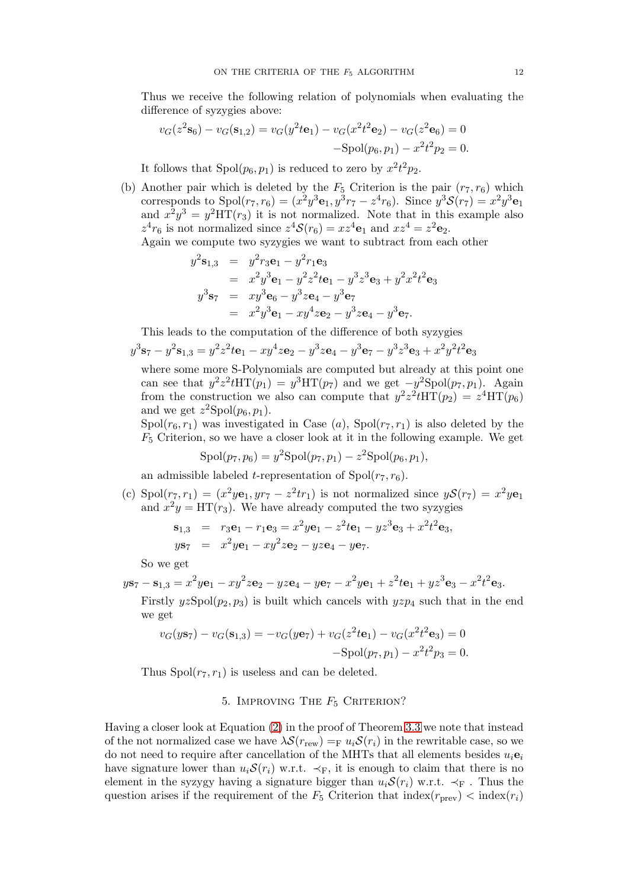Thus we receive the following relation of polynomials when evaluating the difference of syzygies above:

$$
\begin{aligned}
v_G(z^2\mathbf{s}_6) - v_G(\mathbf{s}_{1,2}) = v_G(y^2t\mathbf{e}_1) - v_G(x^2t^2\mathbf{e}_2) - v_G(z^2\mathbf{e}_6) = 0 \\
-\mathrm{Spol}(p_6,p_1) - x^2t^2p_2 = 0.
\end{aligned}
$$

It follows that $\mathrm{Spol}(p_6,p_1)$ is reduced to zero by $x^2t^2p_2$.

(b) Another pair which is deleted by the $F_5$ Criterion is the pair $(r_7,r_6)$ which corresponds to $\mathrm{Spol}(r_7,r_6) = (x^2y^3\mathbf{e}_1, y^3r_7 - z^4r_6)$. Since $y^3\mathcal{S}(r_7) = x^2y^3\mathbf{e}_1$ and $x^2y^3 = y^2\mathrm{HT}(r_3)$ it is not normalized. Note that in this example also $z^4r_6$ is not normalized since $z^4\mathcal{S}(r_6) = xz^4\mathbf{e}_1$ and $xz^4 = z^2\mathbf{e}_2$.
Again we compute two syzygies we want to subtract from each other

$$
\begin{aligned}
y^2\mathbf{s}_{1,3} &= y^2r_3\mathbf{e}_1 - y^2r_1\mathbf{e}_3 \\
&= x^2y^3\mathbf{e}_1 - y^2z^2t\mathbf{e}_1 - y^3z^3\mathbf{e}_3 + y^2x^2t^2\mathbf{e}_3 \\
y^3\mathbf{s}_7 &= xy^3\mathbf{e}_6 - y^3z\mathbf{e}_4 - y^3\mathbf{e}_7 \\
&= x^2y^3\mathbf{e}_1 - xy^4z\mathbf{e}_2 - y^3z\mathbf{e}_4 - y^3\mathbf{e}_7.
\end{aligned}
$$

This leads to the computation of the difference of both syzygies

$$
y^3\mathbf{s}_7 - y^2\mathbf{s}_{1,3} = y^2z^2t\mathbf{e}_1 - xy^4z\mathbf{e}_2 - y^3z\mathbf{e}_4 - y^3\mathbf{e}_7 - y^3z^3\mathbf{e}_3 + x^2y^2t^2\mathbf{e}_3
$$

where some more S-Polynomials are computed but already at this point one can see that $y^2z^2t\mathrm{HT}(p_1) = y^3\mathrm{HT}(p_7)$ and we get $-y^2\mathrm{Spol}(p_7,p_1)$. Again from the construction we also can compute that $y^2z^2t\mathrm{HT}(p_2) = z^4\mathrm{HT}(p_6)$ and we get $z^2\mathrm{Spol}(p_6,p_1)$.
$\mathrm{Spol}(r_6,r_1)$ was investigated in Case (a), $\mathrm{Spol}(r_7,r_1)$ is also deleted by the $F_5$ Criterion, so we have a closer look at it in the following example. We get

$$
\mathrm{Spol}(p_7,p_6) = y^2\mathrm{Spol}(p_7,p_1) - z^2\mathrm{Spol}(p_6,p_1),
$$

an admissible labeled $t$-representation of $\mathrm{Spol}(r_7,r_6)$.

(c) $\mathrm{Spol}(r_7,r_1) = (x^2y\mathbf{e}_1, yr_7 - z^2tr_1)$ is not normalized since $y\mathcal{S}(r_7) = x^2y\mathbf{e}_1$ and $x^2y = \mathrm{HT}(r_3)$. We have already computed the two syzygies

$$
\begin{aligned}
\mathbf{s}_{1,3} &= r_3\mathbf{e}_1 - r_1\mathbf{e}_3 = x^2y\mathbf{e}_1 - z^2t\mathbf{e}_1 - yz^3\mathbf{e}_3 + x^2t^2\mathbf{e}_3, \\
y\mathbf{s}_7 &= x^2y\mathbf{e}_1 - xy^2z\mathbf{e}_2 - yz\mathbf{e}_4 - y\mathbf{e}_7.
\end{aligned}
$$

So we get

$$
y\mathbf{s}_7 - \mathbf{s}_{1,3} = x^2y\mathbf{e}_1 - xy^2z\mathbf{e}_2 - yz\mathbf{e}_4 - y\mathbf{e}_7 - x^2y\mathbf{e}_1 + z^2t\mathbf{e}_1 + yz^3\mathbf{e}_3 - x^2t^2\mathbf{e}_3.
$$

Firstly $yz\mathrm{Spol}(p_2,p_3)$ is built which cancels with $yzp_4$ such that in the end we get

$$
\begin{aligned}
v_G(y\mathbf{s}_7) - v_G(\mathbf{s}_{1,3}) = -v_G(y\mathbf{e}_7) + v_G(z^2t\mathbf{e}_1) - v_G(x^2t^2\mathbf{e}_3) = 0 \\
-\mathrm{Spol}(p_7,p_1) - x^2t^2p_3 = 0.
\end{aligned}
$$

Thus $\mathrm{Spol}(r_7,r_1)$ is useless and can be deleted.

## 5. Improving The $F_5$ Criterion?

Having a closer look at Equation (2) in the proof of Theorem 3.3 we note that instead of the not normalized case we have $\lambda\mathcal{S}(r_{\mathrm{rew}}) =_{\mathrm{F}} u_i\mathcal{S}(r_i)$ in the rewritable case, so we do not need to require after cancellation of the MHTs that all elements besides $u_i\mathbf{e}_i$ have signature lower than $u_i\mathcal{S}(r_i)$ w.r.t. $\prec_{\mathrm{F}}$, it is enough to claim that there is no element in the syzygy having a signature bigger than $u_i\mathcal{S}(r_i)$ w.r.t. $\prec_{\mathrm{F}}$ . Thus the question arises if the requirement of the $F_5$ Criterion that $\mathrm{index}(r_{\mathrm{prev}}) < \mathrm{index}(r_i)$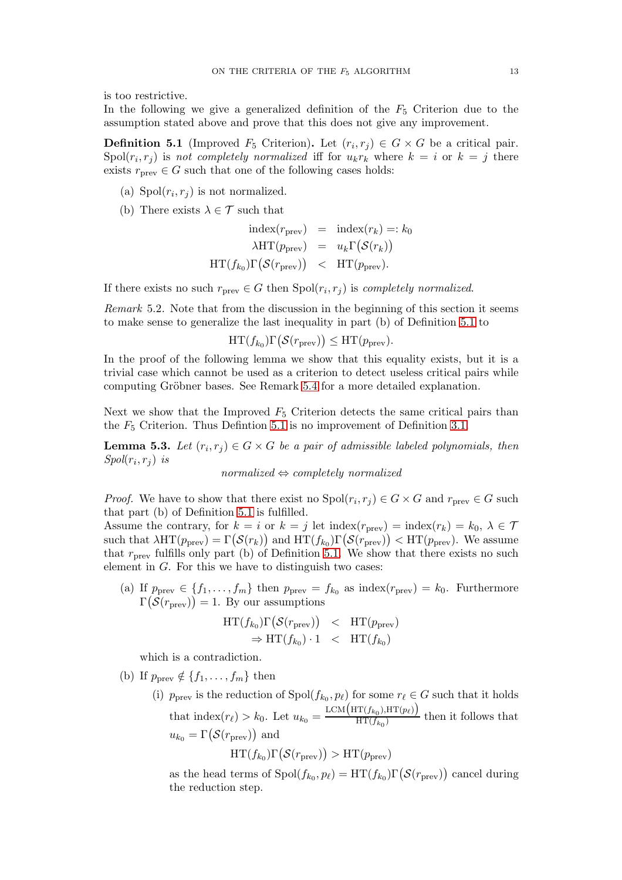is too restrictive.

In the following we give a generalized definition of the $F_5$ Criterion due to the assumption stated above and prove that this does not give any improvement.

**Definition 5.1** (Improved $F_5$ Criterion)**.** Let $(r_i, r_j) \in G \times G$ be a critical pair. $\mathrm{Spol}(r_i, r_j)$ is *not completely normalized* iff for $u_k r_k$ where $k = i$ or $k = j$ there exists $r_{\mathrm{prev}} \in G$ such that one of the following cases holds:

(a) $\mathrm{Spol}(r_i, r_j)$ is not normalized.

(b) There exists $\lambda \in \mathcal{T}$ such that

$$\begin{aligned} \mathrm{index}(r_{\mathrm{prev}}) &= \mathrm{index}(r_k) =: k_0 \\ \lambda \mathrm{HT}(p_{\mathrm{prev}}) &= u_k \Gamma\big(\mathcal{S}(r_k)\big) \\ \mathrm{HT}(f_{k_0})\Gamma\big(\mathcal{S}(r_{\mathrm{prev}})\big) &< \mathrm{HT}(p_{\mathrm{prev}}). \end{aligned}$$

If there exists no such $r_{\mathrm{prev}} \in G$ then $\mathrm{Spol}(r_i, r_j)$ is *completely normalized*.

*Remark* 5.2. Note that from the discussion in the beginning of this section it seems to make sense to generalize the last inequality in part (b) of Definition 5.1 to

$$\mathrm{HT}(f_{k_0})\Gamma\big(\mathcal{S}(r_{\mathrm{prev}})\big) \leq \mathrm{HT}(p_{\mathrm{prev}}).$$

In the proof of the following lemma we show that this equality exists, but it is a trivial case which cannot be used as a criterion to detect useless critical pairs while computing Gröbner bases. See Remark 5.4 for a more detailed explanation.

Next we show that the Improved $F_5$ Criterion detects the same critical pairs than the $F_5$ Criterion. Thus Defintion 5.1 is no improvement of Definition 3.1.

**Lemma 5.3.** *Let $(r_i, r_j) \in G \times G$ be a pair of admissible labeled polynomials, then $\mathrm{Spol}(r_i, r_j)$ is*

$$\textit{normalized} \Leftrightarrow \textit{completely normalized}$$

*Proof.* We have to show that there exist no $\mathrm{Spol}(r_i, r_j) \in G \times G$ and $r_{\mathrm{prev}} \in G$ such that part (b) of Definition 5.1 is fulfilled.

Assume the contrary, for $k = i$ or $k = j$ let $\mathrm{index}(r_{\mathrm{prev}}) = \mathrm{index}(r_k) = k_0$, $\lambda \in \mathcal{T}$ such that $\lambda \mathrm{HT}(p_{\mathrm{prev}}) = \Gamma\big(\mathcal{S}(r_k)\big)$ and $\mathrm{HT}(f_{k_0})\Gamma\big(\mathcal{S}(r_{\mathrm{prev}})\big) < \mathrm{HT}(p_{\mathrm{prev}})$. We assume that $r_{\mathrm{prev}}$ fulfills only part (b) of Definition 5.1. We show that there exists no such element in $G$. For this we have to distinguish two cases:

(a) If $p_{\mathrm{prev}} \in \{f_1, \ldots, f_m\}$ then $p_{\mathrm{prev}} = f_{k_0}$ as $\mathrm{index}(r_{\mathrm{prev}}) = k_0$. Furthermore $\Gamma\big(\mathcal{S}(r_{\mathrm{prev}})\big) = 1$. By our assumptions

$$\begin{aligned} \mathrm{HT}(f_{k_0})\Gamma\big(\mathcal{S}(r_{\mathrm{prev}})\big) &< \mathrm{HT}(p_{\mathrm{prev}}) \\ \Rightarrow \mathrm{HT}(f_{k_0}) \cdot 1 &< \mathrm{HT}(f_{k_0}) \end{aligned}$$

which is a contradiction.

(b) If $p_{\mathrm{prev}} \notin \{f_1, \ldots, f_m\}$ then

   (i) $p_{\mathrm{prev}}$ is the reduction of $\mathrm{Spol}(f_{k_0}, p_\ell)$ for some $r_\ell \in G$ such that it holds that $\mathrm{index}(r_\ell) > k_0$. Let $u_{k_0} = \frac{\mathrm{LCM}\big(\mathrm{HT}(f_{k_0}), \mathrm{HT}(p_\ell)\big)}{\mathrm{HT}(f_{k_0})}$ then it follows that $u_{k_0} = \Gamma\big(\mathcal{S}(r_{\mathrm{prev}})\big)$ and

$$\mathrm{HT}(f_{k_0})\Gamma\big(\mathcal{S}(r_{\mathrm{prev}})\big) > \mathrm{HT}(p_{\mathrm{prev}})$$

   as the head terms of $\mathrm{Spol}(f_{k_0}, p_\ell) = \mathrm{HT}(f_{k_0})\Gamma\big(\mathcal{S}(r_{\mathrm{prev}})\big)$ cancel during the reduction step.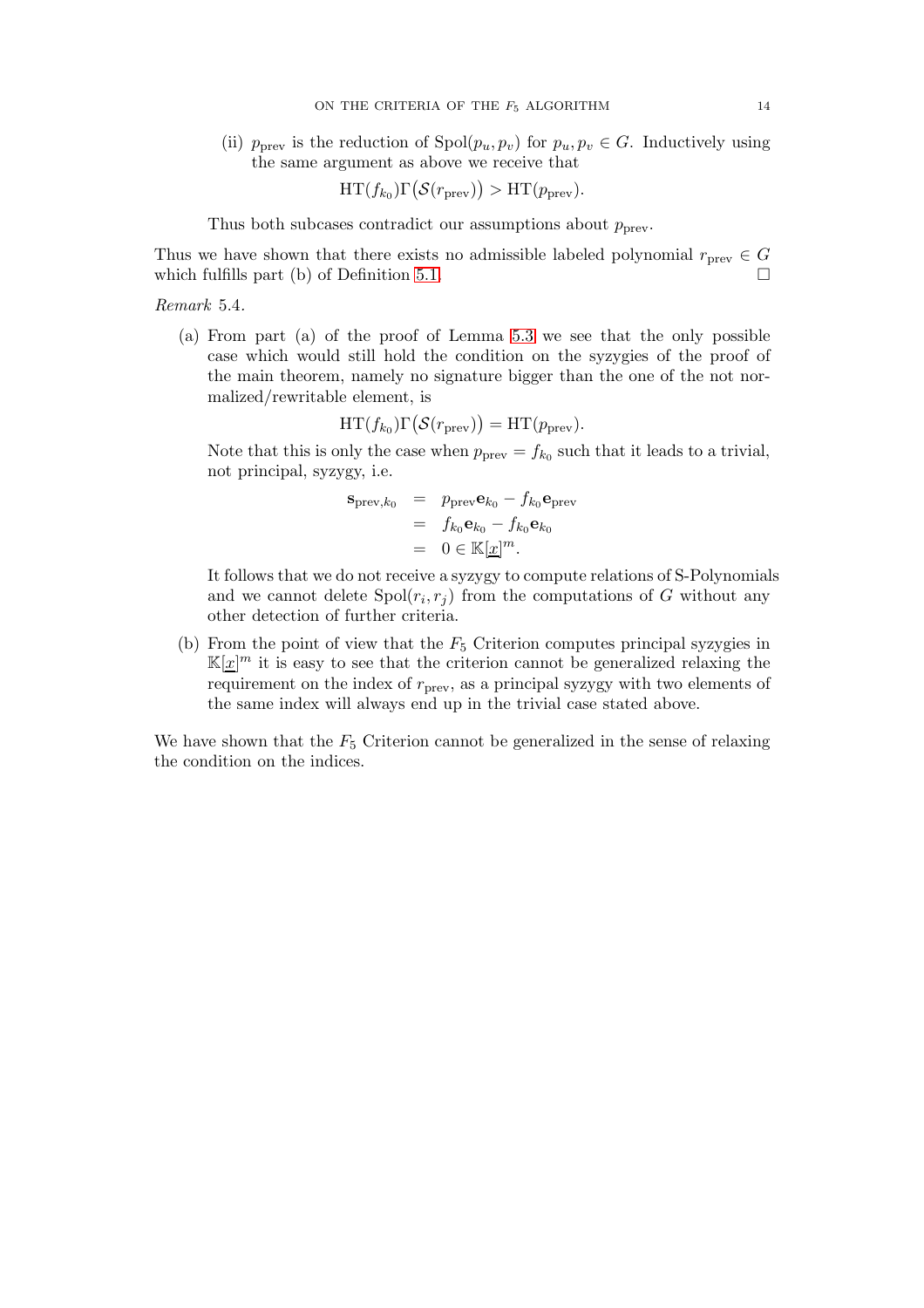(ii) $p_{\text{prev}}$ is the reduction of $\text{Spol}(p_u, p_v)$ for $p_u, p_v \in G$. Inductively using the same argument as above we receive that

$$\text{HT}(f_{k_0})\Gamma\big(\mathcal{S}(r_{\text{prev}})\big) > \text{HT}(p_{\text{prev}}).$$

Thus both subcases contradict our assumptions about $p_{\text{prev}}$.

Thus we have shown that there exists no admissible labeled polynomial $r_{\text{prev}} \in G$ which fulfills part (b) of Definition 5.1. □

*Remark* 5.4.

(a) From part (a) of the proof of Lemma 5.3 we see that the only possible case which would still hold the condition on the syzygies of the proof of the main theorem, namely no signature bigger than the one of the not normalized/rewritable element, is

$$\text{HT}(f_{k_0})\Gamma\big(\mathcal{S}(r_{\text{prev}})\big) = \text{HT}(p_{\text{prev}}).$$

Note that this is only the case when $p_{\text{prev}} = f_{k_0}$ such that it leads to a trivial, not principal, syzygy, i.e.

$$\begin{aligned}
\mathbf{s}_{\text{prev},k_0} &= p_{\text{prev}}\mathbf{e}_{k_0} - f_{k_0}\mathbf{e}_{\text{prev}} \\
&= f_{k_0}\mathbf{e}_{k_0} - f_{k_0}\mathbf{e}_{k_0} \\
&= 0 \in \mathbb{K}[\underline{x}]^m.
\end{aligned}$$

It follows that we do not receive a syzygy to compute relations of S-Polynomials and we cannot delete $\text{Spol}(r_i, r_j)$ from the computations of $G$ without any other detection of further criteria.

(b) From the point of view that the $F_5$ Criterion computes principal syzygies in $\mathbb{K}[\underline{x}]^m$ it is easy to see that the criterion cannot be generalized relaxing the requirement on the index of $r_{\text{prev}}$, as a principal syzygy with two elements of the same index will always end up in the trivial case stated above.

We have shown that the $F_5$ Criterion cannot be generalized in the sense of relaxing the condition on the indices.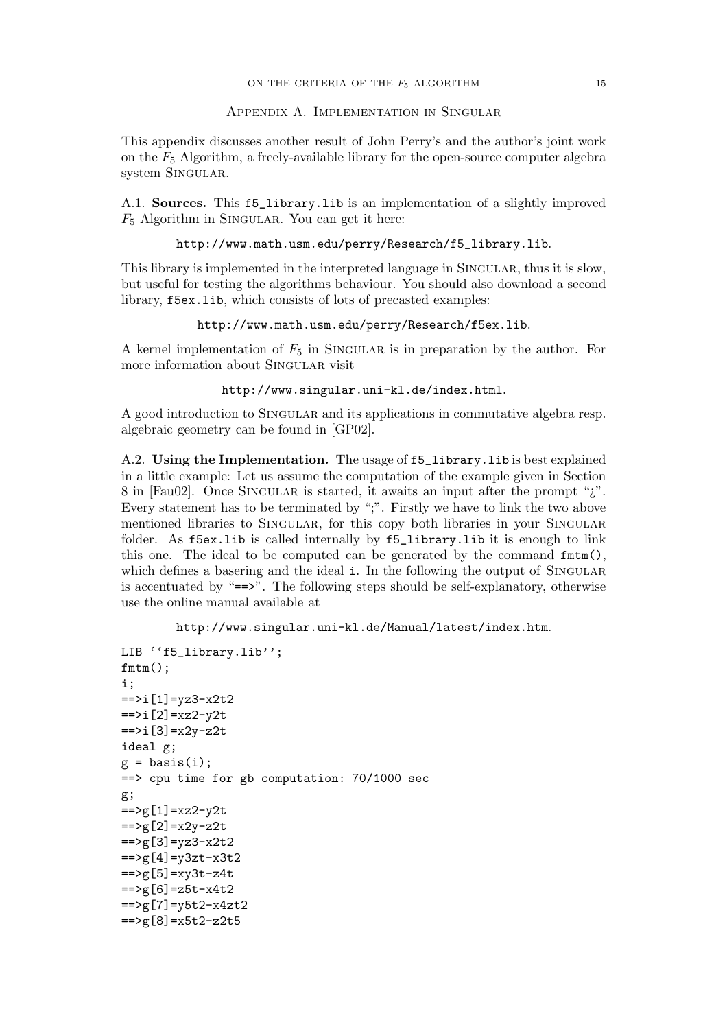## Appendix A. Implementation in Singular

This appendix discusses another result of John Perry's and the author's joint work on the $F_5$ Algorithm, a freely-available library for the open-source computer algebra system Singular.

A.1. **Sources.** This `f5_library.lib` is an implementation of a slightly improved $F_5$ Algorithm in Singular. You can get it here:

`http://www.math.usm.edu/perry/Research/f5_library.lib`.

This library is implemented in the interpreted language in Singular, thus it is slow, but useful for testing the algorithms behaviour. You should also download a second library, `f5ex.lib`, which consists of lots of precasted examples:

`http://www.math.usm.edu/perry/Research/f5ex.lib`.

A kernel implementation of $F_5$ in Singular is in preparation by the author. For more information about Singular visit

`http://www.singular.uni-kl.de/index.html`.

A good introduction to Singular and its applications in commutative algebra resp. algebraic geometry can be found in [GP02].

A.2. **Using the Implementation.** The usage of `f5_library.lib` is best explained in a little example: Let us assume the computation of the example given in Section 8 in [Fau02]. Once Singular is started, it awaits an input after the prompt "¿". Every statement has to be terminated by ";". Firstly we have to link the two above mentioned libraries to Singular, for this copy both libraries in your Singular folder. As `f5ex.lib` is called internally by `f5_library.lib` it is enough to link this one. The ideal to be computed can be generated by the command `fmtm()`, which defines a basering and the ideal `i`. In the following the output of Singular is accentuated by "`==>`". The following steps should be self-explanatory, otherwise use the online manual available at

`http://www.singular.uni-kl.de/Manual/latest/index.htm`.

```
LIB ''f5_library.lib'';
fmtm();
i;
==>i[1]=yz3-x2t2
==>i[2]=xz2-y2t
==>i[3]=x2y-z2t
ideal g;
g = basis(i);
==> cpu time for gb computation: 70/1000 sec
g;
==>g[1]=xz2-y2t
==>g[2]=x2y-z2t
==>g[3]=yz3-x2t2
==>g[4]=y3zt-x3t2
==>g[5]=xy3t-z4t
==>g[6]=z5t-x4t2
==>g[7]=y5t2-x4zt2
==>g[8]=x5t2-z2t5
```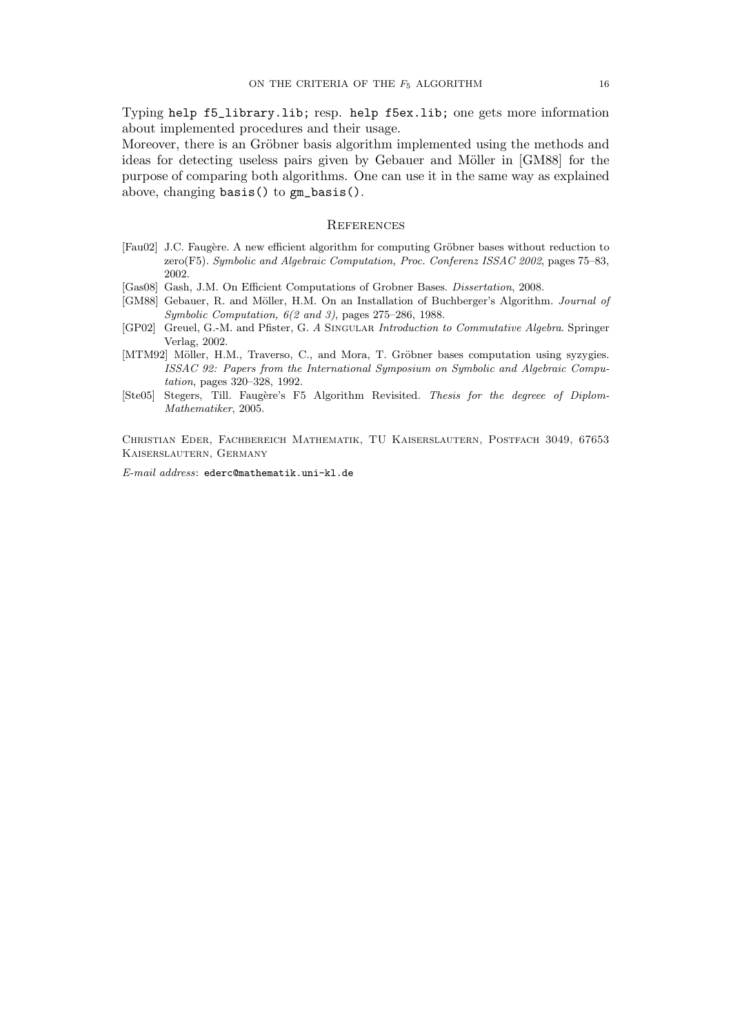Typing `help f5_library.lib;` resp. `help f5ex.lib;` one gets more information about implemented procedures and their usage.
Moreover, there is an Gröbner basis algorithm implemented using the methods and ideas for detecting useless pairs given by Gebauer and Möller in [GM88] for the purpose of comparing both algorithms. One can use it in the same way as explained above, changing `basis()` to `gm_basis()`.

## References

[Fau02] J.C. Faugère. A new efficient algorithm for computing Gröbner bases without reduction to zero(F5). *Symbolic and Algebraic Computation, Proc. Conferenz ISSAC 2002*, pages 75–83, 2002.

[Gas08] Gash, J.M. On Efficient Computations of Grobner Bases. *Dissertation*, 2008.

[GM88] Gebauer, R. and Möller, H.M. On an Installation of Buchberger's Algorithm. *Journal of Symbolic Computation, 6(2 and 3)*, pages 275–286, 1988.

[GP02] Greuel, G.-M. and Pfister, G. *A Singular Introduction to Commutative Algebra*. Springer Verlag, 2002.

[MTM92] Möller, H.M., Traverso, C., and Mora, T. Gröbner bases computation using syzygies. *ISSAC 92: Papers from the International Symposium on Symbolic and Algebraic Computation*, pages 320–328, 1992.

[Ste05] Stegers, Till. Faugère's F5 Algorithm Revisited. *Thesis for the degreee of Diplom-Mathematiker*, 2005.

Christian Eder, Fachbereich Mathematik, TU Kaiserslautern, Postfach 3049, 67653 Kaiserslautern, Germany

*E-mail address*: `ederc@mathematik.uni-kl.de`